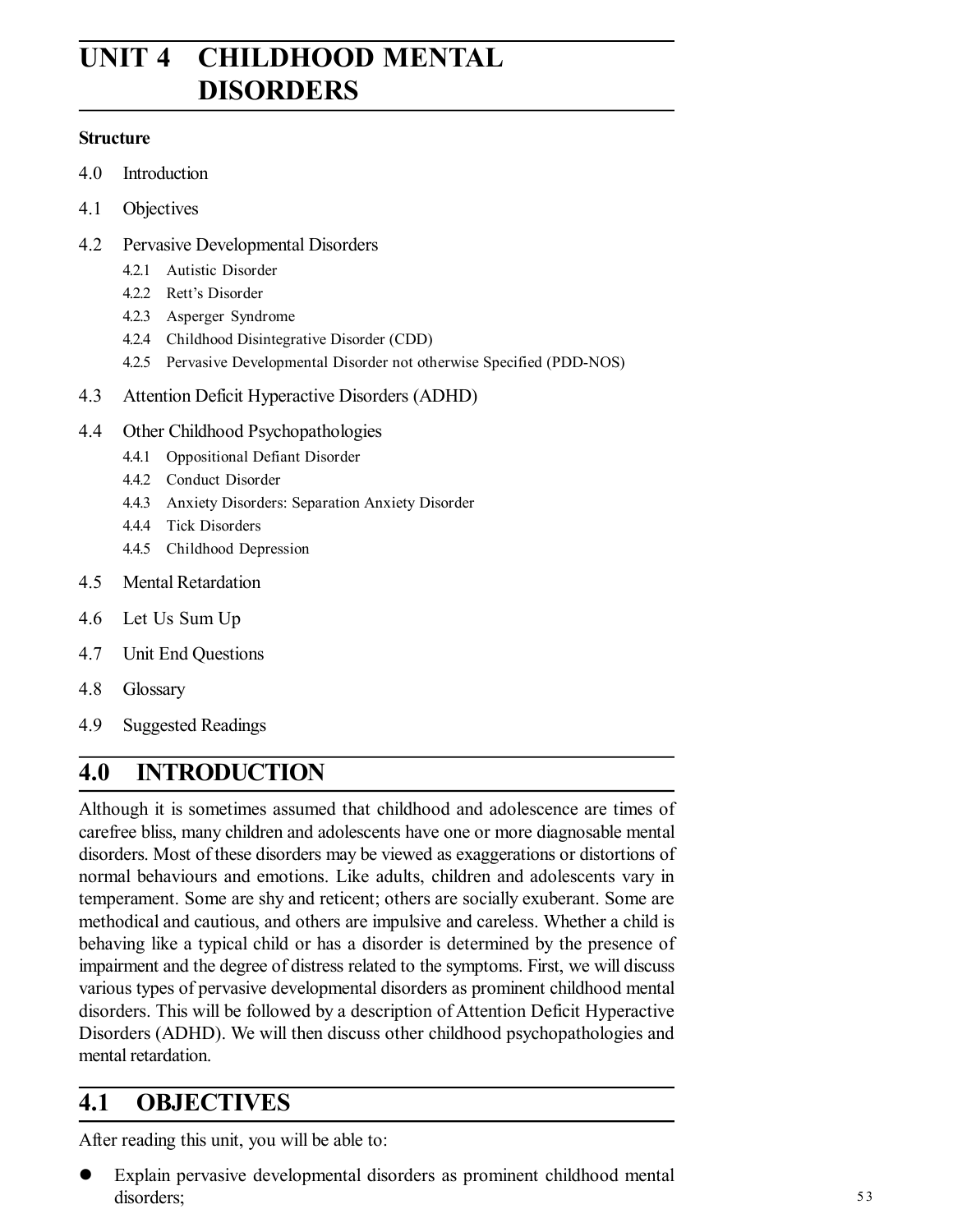# UNIT 4 CHILDHOOD MENTAL DISORDERS

**Structure**

4.0 Introduction

4.1 Objectives

4.2 Pervasive Developmental Disorders

- 4.2.1 Autistic Disorder
- 4.2.2 Rett's Disorder
- 4.2.3 Asperger Syndrome
- 4.2.4 Childhood Disintegrative Disorder (CDD)
- 4.2.5 Pervasive Developmental Disorder not otherwise Specified (PDD-NOS)

4.3 Attention Deficit Hyperactive Disorders (ADHD)

4.4 Other Childhood Psychopathologies

- 4.4.1 Oppositional Defiant Disorder
- 4.4.2 Conduct Disorder
- 4.4.3 Anxiety Disorders: Separation Anxiety Disorder
- 4.4.4 Tick Disorders
- 4.4.5 Childhood Depression

4.5 Mental Retardation

4.6 Let Us Sum Up

4.7 Unit End Questions

4.8 Glossary

4.9 Suggested Readings

## 4.0 INTRODUCTION

Although it is sometimes assumed that childhood and adolescence are times of carefree bliss, many children and adolescents have one or more diagnosable mental disorders. Most of these disorders may be viewed as exaggerations or distortions of normal behaviours and emotions. Like adults, children and adolescents vary in temperament. Some are shy and reticent; others are socially exuberant. Some are methodical and cautious, and others are impulsive and careless. Whether a child is behaving like a typical child or has a disorder is determined by the presence of impairment and the degree of distress related to the symptoms. First, we will discuss various types of pervasive developmental disorders as prominent childhood mental disorders. This will be followed by a description of Attention Deficit Hyperactive Disorders (ADHD). We will then discuss other childhood psychopathologies and mental retardation.

## 4.1 OBJECTIVES

After reading this unit, you will be able to:

- Explain pervasive developmental disorders as prominent childhood mental disorders;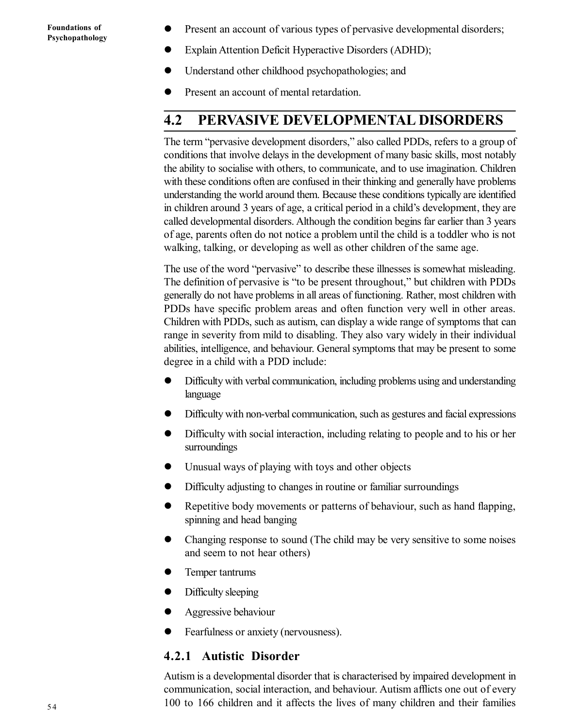- Present an account of various types of pervasive developmental disorders;
- Explain Attention Deficit Hyperactive Disorders (ADHD);
- Understand other childhood psychopathologies; and
- Present an account of mental retardation.

## 4.2 PERVASIVE DEVELOPMENTAL DISORDERS

The term "pervasive development disorders," also called PDDs, refers to a group of conditions that involve delays in the development of many basic skills, most notably the ability to socialise with others, to communicate, and to use imagination. Children with these conditions often are confused in their thinking and generally have problems understanding the world around them. Because these conditions typically are identified in children around 3 years of age, a critical period in a child's development, they are called developmental disorders. Although the condition begins far earlier than 3 years of age, parents often do not notice a problem until the child is a toddler who is not walking, talking, or developing as well as other children of the same age.

The use of the word "pervasive" to describe these illnesses is somewhat misleading. The definition of pervasive is "to be present throughout," but children with PDDs generally do not have problems in all areas of functioning. Rather, most children with PDDs have specific problem areas and often function very well in other areas. Children with PDDs, such as autism, can display a wide range of symptoms that can range in severity from mild to disabling. They also vary widely in their individual abilities, intelligence, and behaviour. General symptoms that may be present to some degree in a child with a PDD include:

- Difficulty with verbal communication, including problems using and understanding language
- Difficulty with non-verbal communication, such as gestures and facial expressions
- Difficulty with social interaction, including relating to people and to his or her surroundings
- Unusual ways of playing with toys and other objects
- Difficulty adjusting to changes in routine or familiar surroundings
- Repetitive body movements or patterns of behaviour, such as hand flapping, spinning and head banging
- Changing response to sound (The child may be very sensitive to some noises and seem to not hear others)
- Temper tantrums
- Difficulty sleeping
- Aggressive behaviour
- Fearfulness or anxiety (nervousness).

### 4.2.1 Autistic Disorder

Autism is a developmental disorder that is characterised by impaired development in communication, social interaction, and behaviour. Autism afflicts one out of every 100 to 166 children and it affects the lives of many children and their families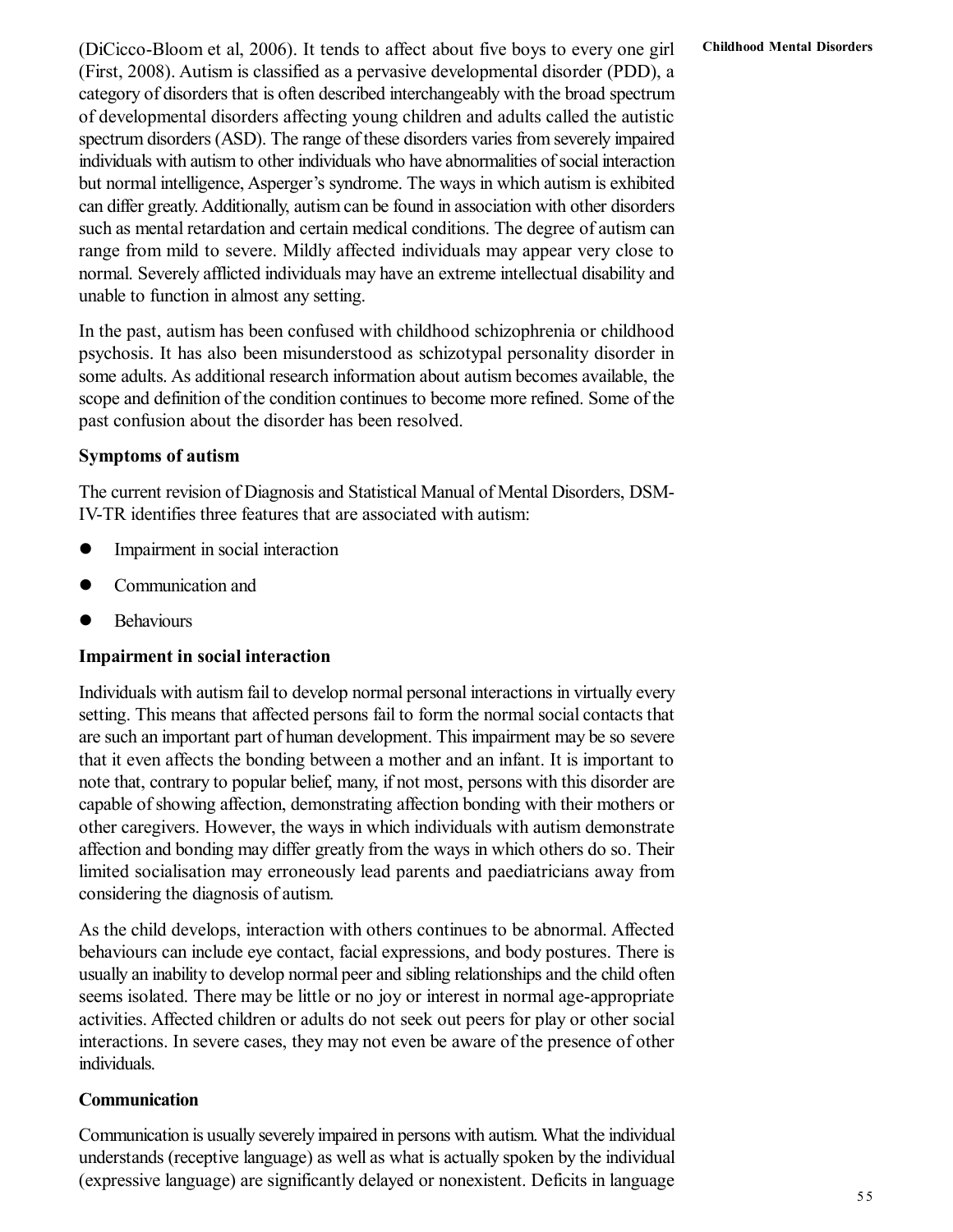(DiCicco-Bloom et al, 2006). It tends to affect about five boys to every one girl (First, 2008). Autism is classified as a pervasive developmental disorder (PDD), a category of disorders that is often described interchangeably with the broad spectrum of developmental disorders affecting young children and adults called the autistic spectrum disorders (ASD). The range of these disorders varies from severely impaired individuals with autism to other individuals who have abnormalities of social interaction but normal intelligence, Asperger's syndrome. The ways in which autism is exhibited can differ greatly. Additionally, autism can be found in association with other disorders such as mental retardation and certain medical conditions. The degree of autism can range from mild to severe. Mildly affected individuals may appear very close to normal. Severely afflicted individuals may have an extreme intellectual disability and unable to function in almost any setting.

In the past, autism has been confused with childhood schizophrenia or childhood psychosis. It has also been misunderstood as schizotypal personality disorder in some adults. As additional research information about autism becomes available, the scope and definition of the condition continues to become more refined. Some of the past confusion about the disorder has been resolved.

### Symptoms of autism

The current revision of Diagnosis and Statistical Manual of Mental Disorders, DSM-IV-TR identifies three features that are associated with autism:

- Impairment in social interaction
- Communication and
- Behaviours

### Impairment in social interaction

Individuals with autism fail to develop normal personal interactions in virtually every setting. This means that affected persons fail to form the normal social contacts that are such an important part of human development. This impairment may be so severe that it even affects the bonding between a mother and an infant. It is important to note that, contrary to popular belief, many, if not most, persons with this disorder are capable of showing affection, demonstrating affection bonding with their mothers or other caregivers. However, the ways in which individuals with autism demonstrate affection and bonding may differ greatly from the ways in which others do so. Their limited socialisation may erroneously lead parents and paediatricians away from considering the diagnosis of autism.

As the child develops, interaction with others continues to be abnormal. Affected behaviours can include eye contact, facial expressions, and body postures. There is usually an inability to develop normal peer and sibling relationships and the child often seems isolated. There may be little or no joy or interest in normal age-appropriate activities. Affected children or adults do not seek out peers for play or other social interactions. In severe cases, they may not even be aware of the presence of other individuals.

### Communication

Communication is usually severely impaired in persons with autism. What the individual understands (receptive language) as well as what is actually spoken by the individual (expressive language) are significantly delayed or nonexistent. Deficits in language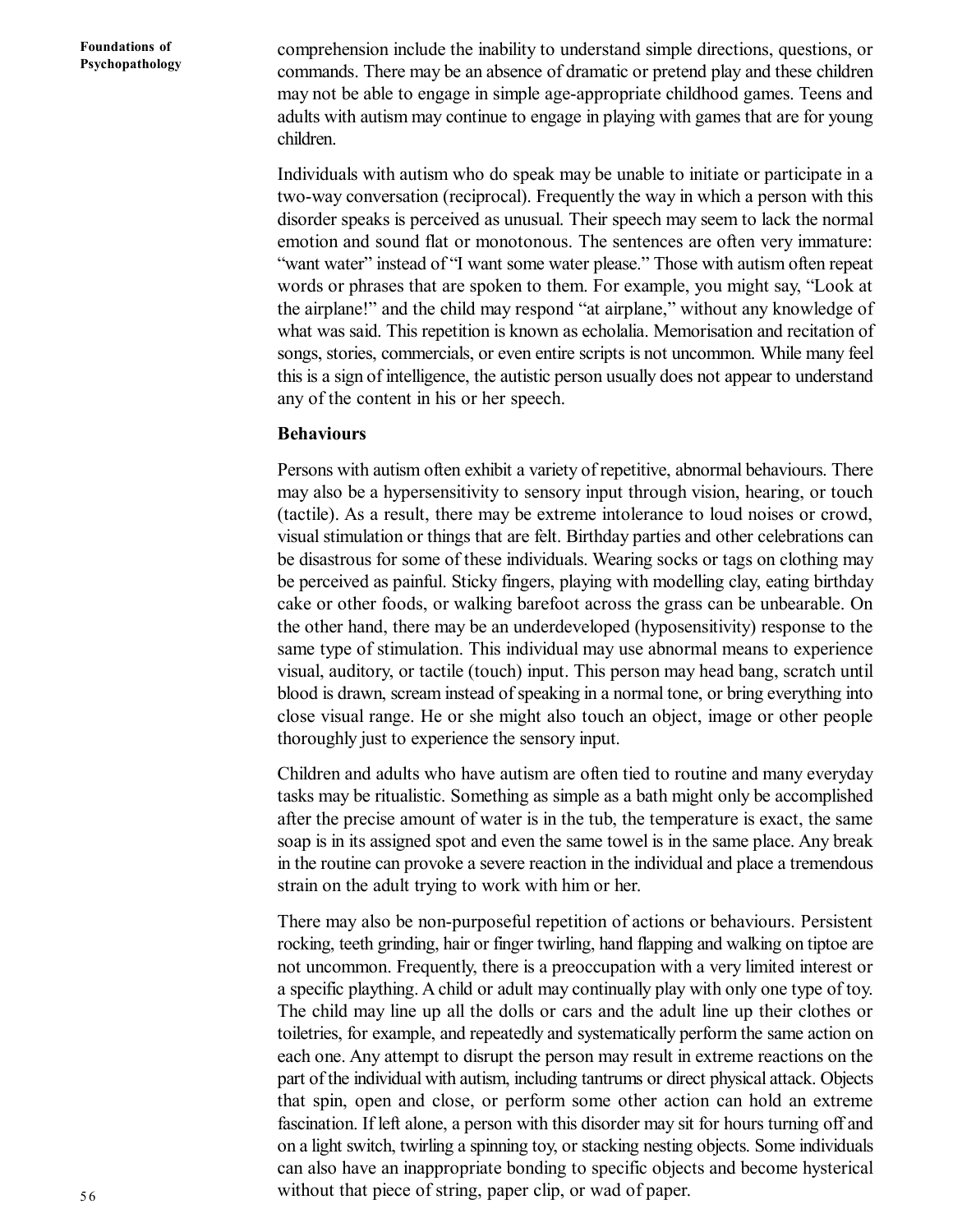comprehension include the inability to understand simple directions, questions, or commands. There may be an absence of dramatic or pretend play and these children may not be able to engage in simple age-appropriate childhood games. Teens and adults with autism may continue to engage in playing with games that are for young children.

Individuals with autism who do speak may be unable to initiate or participate in a two-way conversation (reciprocal). Frequently the way in which a person with this disorder speaks is perceived as unusual. Their speech may seem to lack the normal emotion and sound flat or monotonous. The sentences are often very immature: "want water" instead of "I want some water please." Those with autism often repeat words or phrases that are spoken to them. For example, you might say, "Look at the airplane!" and the child may respond "at airplane," without any knowledge of what was said. This repetition is known as echolalia. Memorisation and recitation of songs, stories, commercials, or even entire scripts is not uncommon. While many feel this is a sign of intelligence, the autistic person usually does not appear to understand any of the content in his or her speech.

**Behaviours**

Persons with autism often exhibit a variety of repetitive, abnormal behaviours. There may also be a hypersensitivity to sensory input through vision, hearing, or touch (tactile). As a result, there may be extreme intolerance to loud noises or crowd, visual stimulation or things that are felt. Birthday parties and other celebrations can be disastrous for some of these individuals. Wearing socks or tags on clothing may be perceived as painful. Sticky fingers, playing with modelling clay, eating birthday cake or other foods, or walking barefoot across the grass can be unbearable. On the other hand, there may be an underdeveloped (hyposensitivity) response to the same type of stimulation. This individual may use abnormal means to experience visual, auditory, or tactile (touch) input. This person may head bang, scratch until blood is drawn, scream instead of speaking in a normal tone, or bring everything into close visual range. He or she might also touch an object, image or other people thoroughly just to experience the sensory input.

Children and adults who have autism are often tied to routine and many everyday tasks may be ritualistic. Something as simple as a bath might only be accomplished after the precise amount of water is in the tub, the temperature is exact, the same soap is in its assigned spot and even the same towel is in the same place. Any break in the routine can provoke a severe reaction in the individual and place a tremendous strain on the adult trying to work with him or her.

There may also be non-purposeful repetition of actions or behaviours. Persistent rocking, teeth grinding, hair or finger twirling, hand flapping and walking on tiptoe are not uncommon. Frequently, there is a preoccupation with a very limited interest or a specific plaything. A child or adult may continually play with only one type of toy. The child may line up all the dolls or cars and the adult line up their clothes or toiletries, for example, and repeatedly and systematically perform the same action on each one. Any attempt to disrupt the person may result in extreme reactions on the part of the individual with autism, including tantrums or direct physical attack. Objects that spin, open and close, or perform some other action can hold an extreme fascination. If left alone, a person with this disorder may sit for hours turning off and on a light switch, twirling a spinning toy, or stacking nesting objects. Some individuals can also have an inappropriate bonding to specific objects and become hysterical without that piece of string, paper clip, or wad of paper.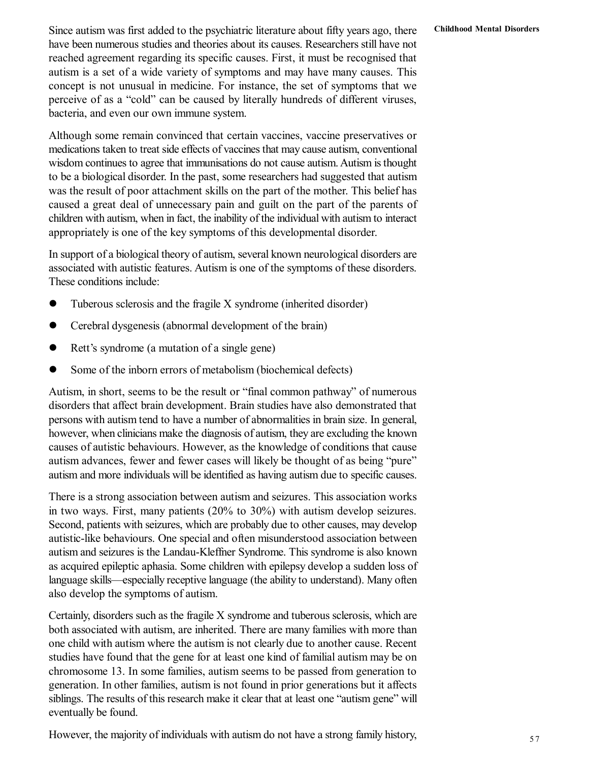Since autism was first added to the psychiatric literature about fifty years ago, there have been numerous studies and theories about its causes. Researchers still have not reached agreement regarding its specific causes. First, it must be recognised that autism is a set of a wide variety of symptoms and may have many causes. This concept is not unusual in medicine. For instance, the set of symptoms that we perceive of as a "cold" can be caused by literally hundreds of different viruses, bacteria, and even our own immune system.

Although some remain convinced that certain vaccines, vaccine preservatives or medications taken to treat side effects of vaccines that may cause autism, conventional wisdom continues to agree that immunisations do not cause autism. Autism is thought to be a biological disorder. In the past, some researchers had suggested that autism was the result of poor attachment skills on the part of the mother. This belief has caused a great deal of unnecessary pain and guilt on the part of the parents of children with autism, when in fact, the inability of the individual with autism to interact appropriately is one of the key symptoms of this developmental disorder.

In support of a biological theory of autism, several known neurological disorders are associated with autistic features. Autism is one of the symptoms of these disorders. These conditions include:

- Tuberous sclerosis and the fragile X syndrome (inherited disorder)
- Cerebral dysgenesis (abnormal development of the brain)
- Rett's syndrome (a mutation of a single gene)
- Some of the inborn errors of metabolism (biochemical defects)

Autism, in short, seems to be the result or "final common pathway" of numerous disorders that affect brain development. Brain studies have also demonstrated that persons with autism tend to have a number of abnormalities in brain size. In general, however, when clinicians make the diagnosis of autism, they are excluding the known causes of autistic behaviours. However, as the knowledge of conditions that cause autism advances, fewer and fewer cases will likely be thought of as being "pure" autism and more individuals will be identified as having autism due to specific causes.

There is a strong association between autism and seizures. This association works in two ways. First, many patients (20% to 30%) with autism develop seizures. Second, patients with seizures, which are probably due to other causes, may develop autistic-like behaviours. One special and often misunderstood association between autism and seizures is the Landau-Kleffner Syndrome. This syndrome is also known as acquired epileptic aphasia. Some children with epilepsy develop a sudden loss of language skills—especially receptive language (the ability to understand). Many often also develop the symptoms of autism.

Certainly, disorders such as the fragile X syndrome and tuberous sclerosis, which are both associated with autism, are inherited. There are many families with more than one child with autism where the autism is not clearly due to another cause. Recent studies have found that the gene for at least one kind of familial autism may be on chromosome 13. In some families, autism seems to be passed from generation to generation. In other families, autism is not found in prior generations but it affects siblings. The results of this research make it clear that at least one "autism gene" will eventually be found.

However, the majority of individuals with autism do not have a strong family history,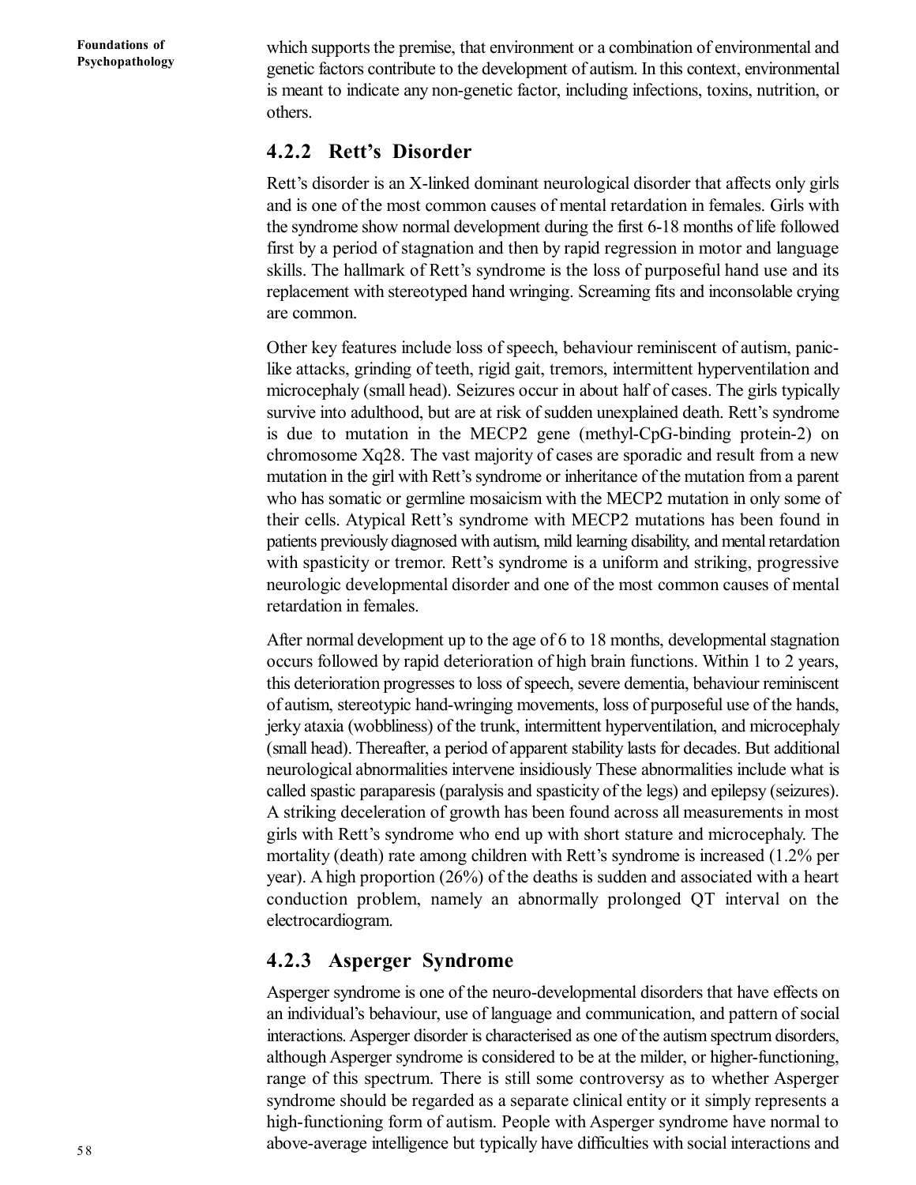which supports the premise, that environment or a combination of environmental and genetic factors contribute to the development of autism. In this context, environmental is meant to indicate any non-genetic factor, including infections, toxins, nutrition, or others.

### 4.2.2 Rett's Disorder

Rett's disorder is an X-linked dominant neurological disorder that affects only girls and is one of the most common causes of mental retardation in females. Girls with the syndrome show normal development during the first 6-18 months of life followed first by a period of stagnation and then by rapid regression in motor and language skills. The hallmark of Rett's syndrome is the loss of purposeful hand use and its replacement with stereotyped hand wringing. Screaming fits and inconsolable crying are common.

Other key features include loss of speech, behaviour reminiscent of autism, panic-like attacks, grinding of teeth, rigid gait, tremors, intermittent hyperventilation and microcephaly (small head). Seizures occur in about half of cases. The girls typically survive into adulthood, but are at risk of sudden unexplained death. Rett's syndrome is due to mutation in the MECP2 gene (methyl-CpG-binding protein-2) on chromosome Xq28. The vast majority of cases are sporadic and result from a new mutation in the girl with Rett's syndrome or inheritance of the mutation from a parent who has somatic or germline mosaicism with the MECP2 mutation in only some of their cells. Atypical Rett's syndrome with MECP2 mutations has been found in patients previously diagnosed with autism, mild learning disability, and mental retardation with spasticity or tremor. Rett's syndrome is a uniform and striking, progressive neurologic developmental disorder and one of the most common causes of mental retardation in females.

After normal development up to the age of 6 to 18 months, developmental stagnation occurs followed by rapid deterioration of high brain functions. Within 1 to 2 years, this deterioration progresses to loss of speech, severe dementia, behaviour reminiscent of autism, stereotypic hand-wringing movements, loss of purposeful use of the hands, jerky ataxia (wobbliness) of the trunk, intermittent hyperventilation, and microcephaly (small head). Thereafter, a period of apparent stability lasts for decades. But additional neurological abnormalities intervene insidiously These abnormalities include what is called spastic paraparesis (paralysis and spasticity of the legs) and epilepsy (seizures). A striking deceleration of growth has been found across all measurements in most girls with Rett's syndrome who end up with short stature and microcephaly. The mortality (death) rate among children with Rett's syndrome is increased (1.2% per year). A high proportion (26%) of the deaths is sudden and associated with a heart conduction problem, namely an abnormally prolonged QT interval on the electrocardiogram.

### 4.2.3 Asperger Syndrome

Asperger syndrome is one of the neuro-developmental disorders that have effects on an individual's behaviour, use of language and communication, and pattern of social interactions. Asperger disorder is characterised as one of the autism spectrum disorders, although Asperger syndrome is considered to be at the milder, or higher-functioning, range of this spectrum. There is still some controversy as to whether Asperger syndrome should be regarded as a separate clinical entity or it simply represents a high-functioning form of autism. People with Asperger syndrome have normal to above-average intelligence but typically have difficulties with social interactions and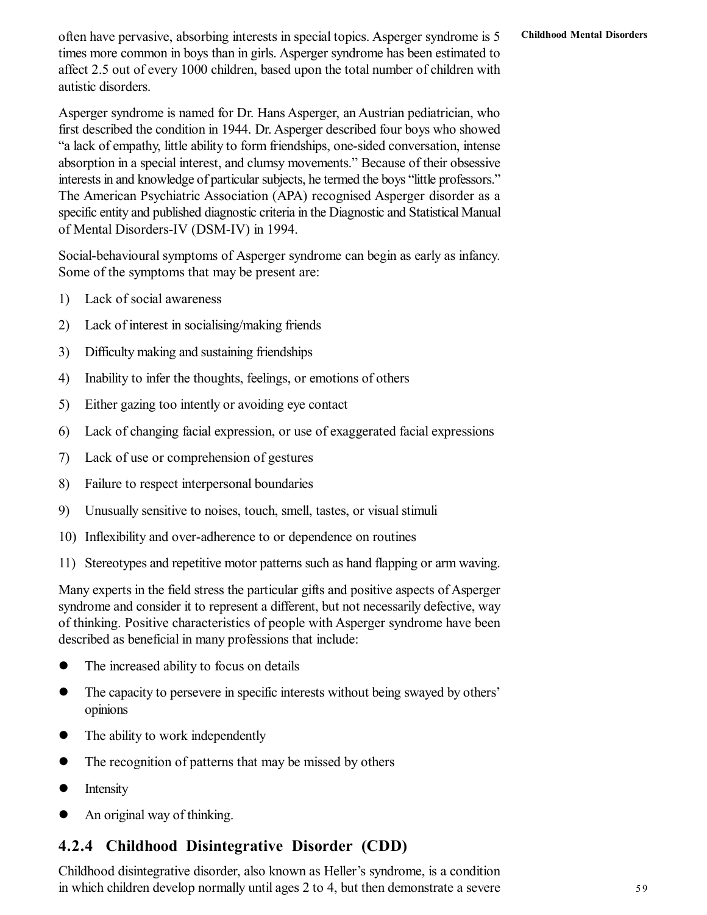often have pervasive, absorbing interests in special topics. Asperger syndrome is 5 times more common in boys than in girls. Asperger syndrome has been estimated to affect 2.5 out of every 1000 children, based upon the total number of children with autistic disorders.

Asperger syndrome is named for Dr. Hans Asperger, an Austrian pediatrician, who first described the condition in 1944. Dr. Asperger described four boys who showed "a lack of empathy, little ability to form friendships, one-sided conversation, intense absorption in a special interest, and clumsy movements." Because of their obsessive interests in and knowledge of particular subjects, he termed the boys "little professors." The American Psychiatric Association (APA) recognised Asperger disorder as a specific entity and published diagnostic criteria in the Diagnostic and Statistical Manual of Mental Disorders-IV (DSM-IV) in 1994.

Social-behavioural symptoms of Asperger syndrome can begin as early as infancy. Some of the symptoms that may be present are:

1) Lack of social awareness
2) Lack of interest in socialising/making friends
3) Difficulty making and sustaining friendships
4) Inability to infer the thoughts, feelings, or emotions of others
5) Either gazing too intently or avoiding eye contact
6) Lack of changing facial expression, or use of exaggerated facial expressions
7) Lack of use or comprehension of gestures
8) Failure to respect interpersonal boundaries
9) Unusually sensitive to noises, touch, smell, tastes, or visual stimuli
10) Inflexibility and over-adherence to or dependence on routines
11) Stereotypes and repetitive motor patterns such as hand flapping or arm waving.

Many experts in the field stress the particular gifts and positive aspects of Asperger syndrome and consider it to represent a different, but not necessarily defective, way of thinking. Positive characteristics of people with Asperger syndrome have been described as beneficial in many professions that include:

- The increased ability to focus on details
- The capacity to persevere in specific interests without being swayed by others' opinions
- The ability to work independently
- The recognition of patterns that may be missed by others
- Intensity
- An original way of thinking.

### 4.2.4 Childhood Disintegrative Disorder (CDD)

Childhood disintegrative disorder, also known as Heller's syndrome, is a condition in which children develop normally until ages 2 to 4, but then demonstrate a severe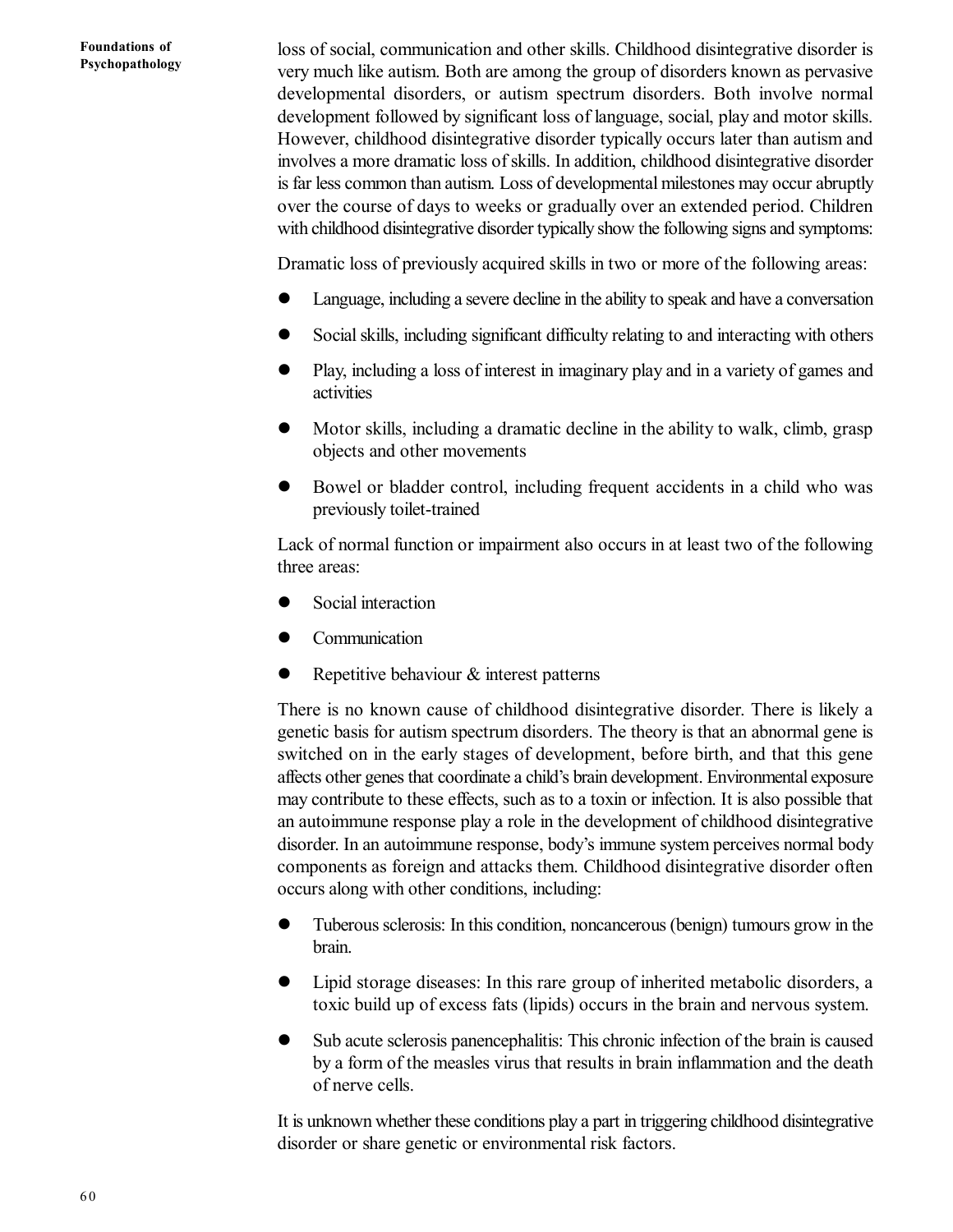loss of social, communication and other skills. Childhood disintegrative disorder is very much like autism. Both are among the group of disorders known as pervasive developmental disorders, or autism spectrum disorders. Both involve normal development followed by significant loss of language, social, play and motor skills. However, childhood disintegrative disorder typically occurs later than autism and involves a more dramatic loss of skills. In addition, childhood disintegrative disorder is far less common than autism. Loss of developmental milestones may occur abruptly over the course of days to weeks or gradually over an extended period. Children with childhood disintegrative disorder typically show the following signs and symptoms:

Dramatic loss of previously acquired skills in two or more of the following areas:

- Language, including a severe decline in the ability to speak and have a conversation
- Social skills, including significant difficulty relating to and interacting with others
- Play, including a loss of interest in imaginary play and in a variety of games and activities
- Motor skills, including a dramatic decline in the ability to walk, climb, grasp objects and other movements
- Bowel or bladder control, including frequent accidents in a child who was previously toilet-trained

Lack of normal function or impairment also occurs in at least two of the following three areas:

- Social interaction
- Communication
- Repetitive behaviour & interest patterns

There is no known cause of childhood disintegrative disorder. There is likely a genetic basis for autism spectrum disorders. The theory is that an abnormal gene is switched on in the early stages of development, before birth, and that this gene affects other genes that coordinate a child's brain development. Environmental exposure may contribute to these effects, such as to a toxin or infection. It is also possible that an autoimmune response play a role in the development of childhood disintegrative disorder. In an autoimmune response, body's immune system perceives normal body components as foreign and attacks them. Childhood disintegrative disorder often occurs along with other conditions, including:

- Tuberous sclerosis: In this condition, noncancerous (benign) tumours grow in the brain.
- Lipid storage diseases: In this rare group of inherited metabolic disorders, a toxic build up of excess fats (lipids) occurs in the brain and nervous system.
- Sub acute sclerosis panencephalitis: This chronic infection of the brain is caused by a form of the measles virus that results in brain inflammation and the death of nerve cells.

It is unknown whether these conditions play a part in triggering childhood disintegrative disorder or share genetic or environmental risk factors.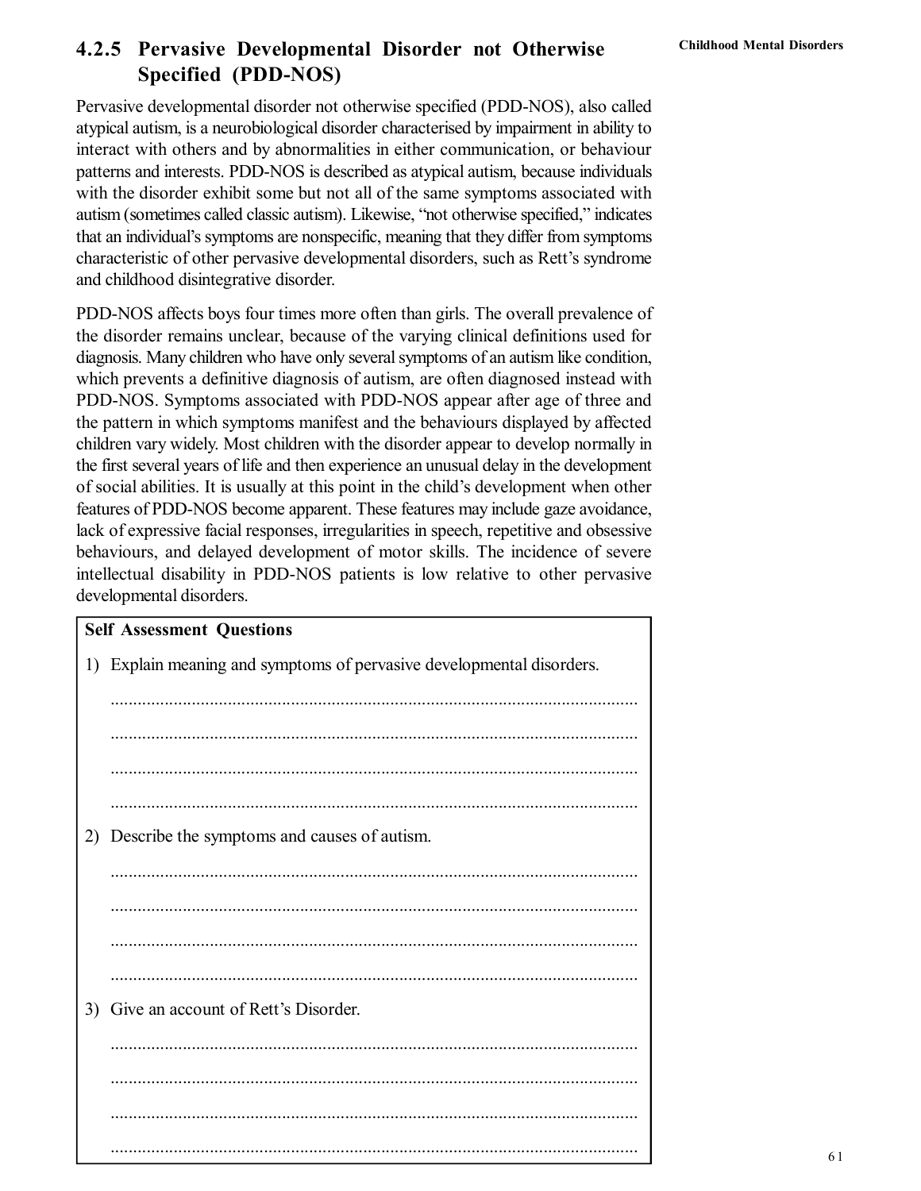### 4.2.5 Pervasive Developmental Disorder not Otherwise Specified (PDD-NOS)

Pervasive developmental disorder not otherwise specified (PDD-NOS), also called atypical autism, is a neurobiological disorder characterised by impairment in ability to interact with others and by abnormalities in either communication, or behaviour patterns and interests. PDD-NOS is described as atypical autism, because individuals with the disorder exhibit some but not all of the same symptoms associated with autism (sometimes called classic autism). Likewise, "not otherwise specified," indicates that an individual's symptoms are nonspecific, meaning that they differ from symptoms characteristic of other pervasive developmental disorders, such as Rett's syndrome and childhood disintegrative disorder.

PDD-NOS affects boys four times more often than girls. The overall prevalence of the disorder remains unclear, because of the varying clinical definitions used for diagnosis. Many children who have only several symptoms of an autism like condition, which prevents a definitive diagnosis of autism, are often diagnosed instead with PDD-NOS. Symptoms associated with PDD-NOS appear after age of three and the pattern in which symptoms manifest and the behaviours displayed by affected children vary widely. Most children with the disorder appear to develop normally in the first several years of life and then experience an unusual delay in the development of social abilities. It is usually at this point in the child's development when other features of PDD-NOS become apparent. These features may include gaze avoidance, lack of expressive facial responses, irregularities in speech, repetitive and obsessive behaviours, and delayed development of motor skills. The incidence of severe intellectual disability in PDD-NOS patients is low relative to other pervasive developmental disorders.

**Self Assessment Questions**

1) Explain meaning and symptoms of pervasive developmental disorders.

......................................................................................................................

......................................................................................................................

......................................................................................................................

......................................................................................................................

2) Describe the symptoms and causes of autism.

......................................................................................................................

......................................................................................................................

......................................................................................................................

......................................................................................................................

3) Give an account of Rett's Disorder.

......................................................................................................................

......................................................................................................................

......................................................................................................................

......................................................................................................................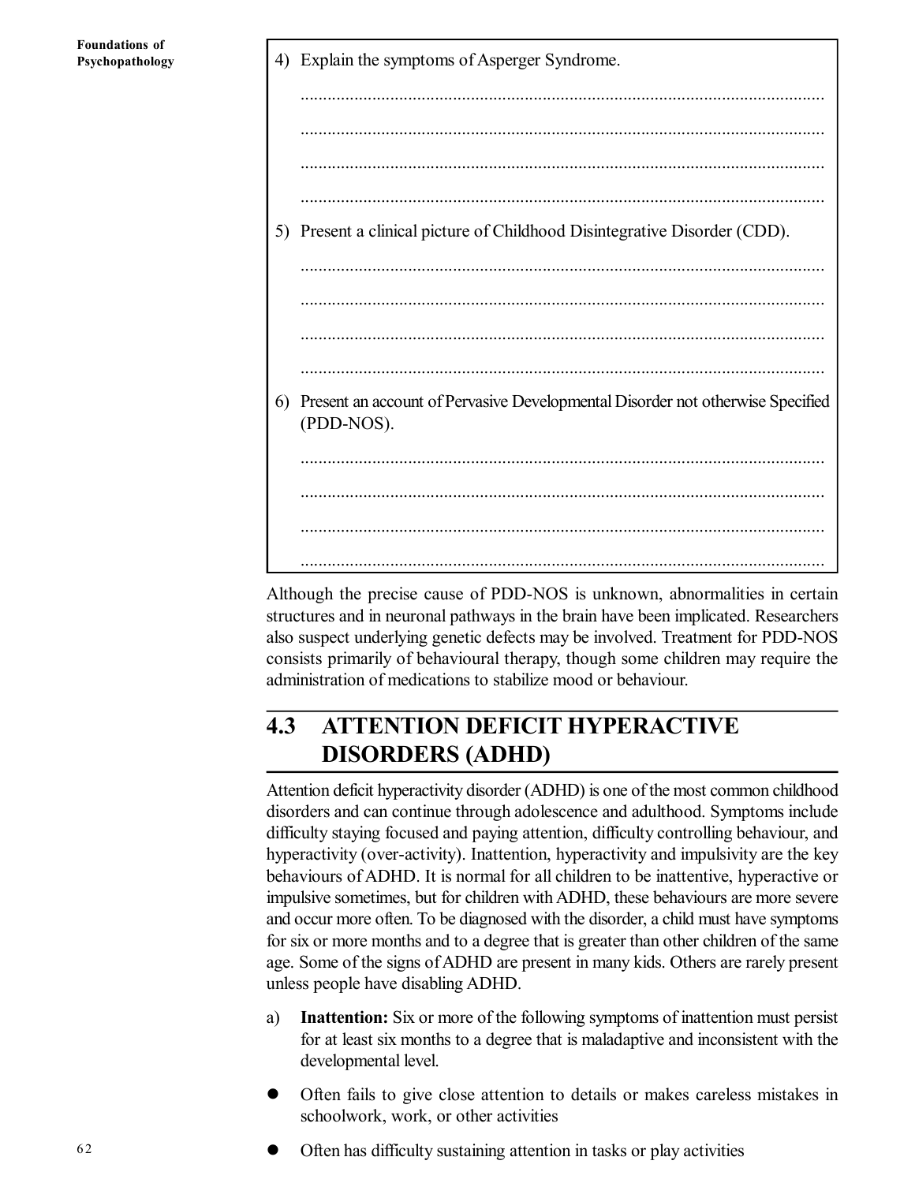4) Explain the symptoms of Asperger Syndrome.

.....................................................................................................................

.....................................................................................................................

.....................................................................................................................

.....................................................................................................................

5) Present a clinical picture of Childhood Disintegrative Disorder (CDD).

.....................................................................................................................

.....................................................................................................................

.....................................................................................................................

.....................................................................................................................

6) Present an account of Pervasive Developmental Disorder not otherwise Specified (PDD-NOS).

.....................................................................................................................

.....................................................................................................................

.....................................................................................................................

.....................................................................................................................

Although the precise cause of PDD-NOS is unknown, abnormalities in certain structures and in neuronal pathways in the brain have been implicated. Researchers also suspect underlying genetic defects may be involved. Treatment for PDD-NOS consists primarily of behavioural therapy, though some children may require the administration of medications to stabilize mood or behaviour.

## 4.3 ATTENTION DEFICIT HYPERACTIVE DISORDERS (ADHD)

Attention deficit hyperactivity disorder (ADHD) is one of the most common childhood disorders and can continue through adolescence and adulthood. Symptoms include difficulty staying focused and paying attention, difficulty controlling behaviour, and hyperactivity (over-activity). Inattention, hyperactivity and impulsivity are the key behaviours of ADHD. It is normal for all children to be inattentive, hyperactive or impulsive sometimes, but for children with ADHD, these behaviours are more severe and occur more often. To be diagnosed with the disorder, a child must have symptoms for six or more months and to a degree that is greater than other children of the same age. Some of the signs of ADHD are present in many kids. Others are rarely present unless people have disabling ADHD.

a) **Inattention:** Six or more of the following symptoms of inattention must persist for at least six months to a degree that is maladaptive and inconsistent with the developmental level.

- Often fails to give close attention to details or makes careless mistakes in schoolwork, work, or other activities
- Often has difficulty sustaining attention in tasks or play activities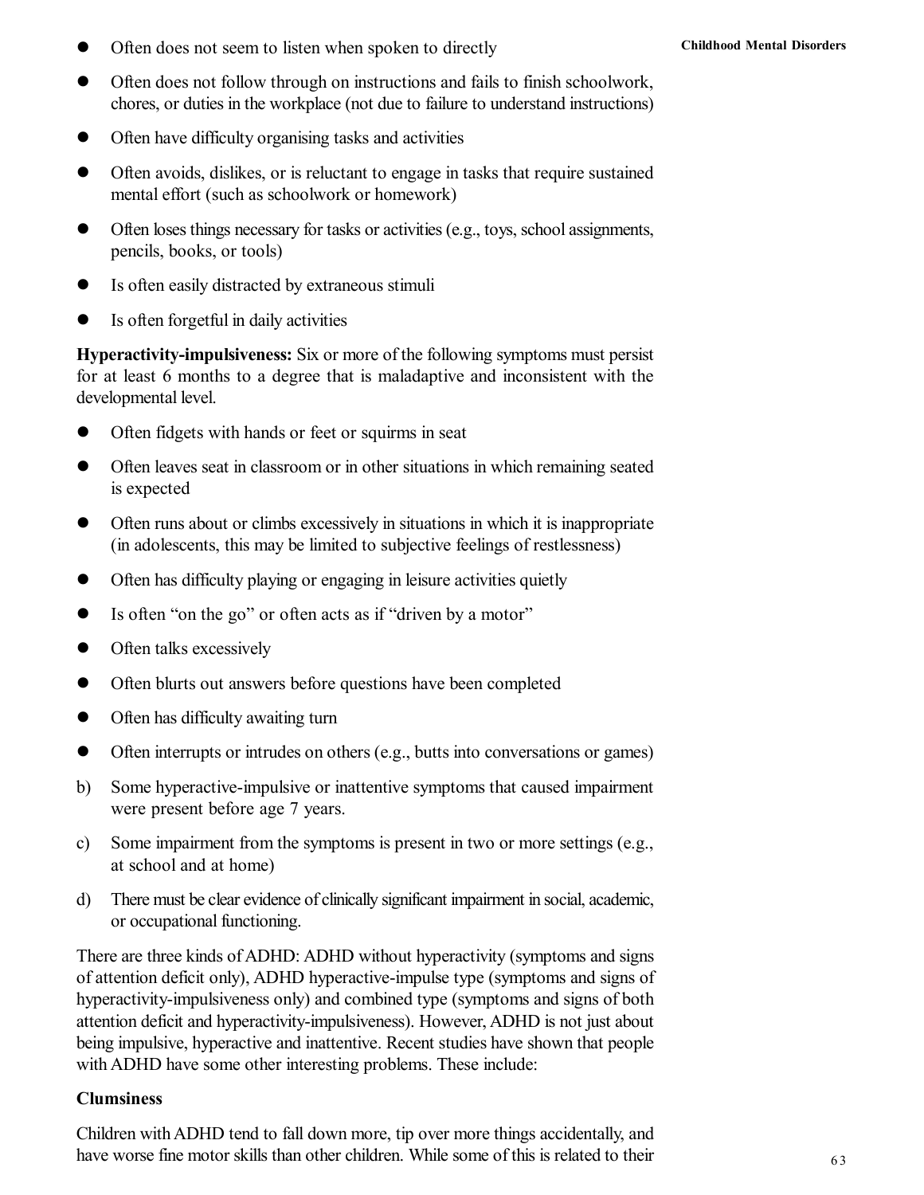- Often does not seem to listen when spoken to directly
- Often does not follow through on instructions and fails to finish schoolwork, chores, or duties in the workplace (not due to failure to understand instructions)
- Often have difficulty organising tasks and activities
- Often avoids, dislikes, or is reluctant to engage in tasks that require sustained mental effort (such as schoolwork or homework)
- Often loses things necessary for tasks or activities (e.g., toys, school assignments, pencils, books, or tools)
- Is often easily distracted by extraneous stimuli
- Is often forgetful in daily activities

**Hyperactivity-impulsiveness:** Six or more of the following symptoms must persist for at least 6 months to a degree that is maladaptive and inconsistent with the developmental level.

- Often fidgets with hands or feet or squirms in seat
- Often leaves seat in classroom or in other situations in which remaining seated is expected
- Often runs about or climbs excessively in situations in which it is inappropriate (in adolescents, this may be limited to subjective feelings of restlessness)
- Often has difficulty playing or engaging in leisure activities quietly
- Is often "on the go" or often acts as if "driven by a motor"
- Often talks excessively
- Often blurts out answers before questions have been completed
- Often has difficulty awaiting turn
- Often interrupts or intrudes on others (e.g., butts into conversations or games)

b) Some hyperactive-impulsive or inattentive symptoms that caused impairment were present before age 7 years.

c) Some impairment from the symptoms is present in two or more settings (e.g., at school and at home)

d) There must be clear evidence of clinically significant impairment in social, academic, or occupational functioning.

There are three kinds of ADHD: ADHD without hyperactivity (symptoms and signs of attention deficit only), ADHD hyperactive-impulse type (symptoms and signs of hyperactivity-impulsiveness only) and combined type (symptoms and signs of both attention deficit and hyperactivity-impulsiveness). However, ADHD is not just about being impulsive, hyperactive and inattentive. Recent studies have shown that people with ADHD have some other interesting problems. These include:

**Clumsiness**

Children with ADHD tend to fall down more, tip over more things accidentally, and have worse fine motor skills than other children. While some of this is related to their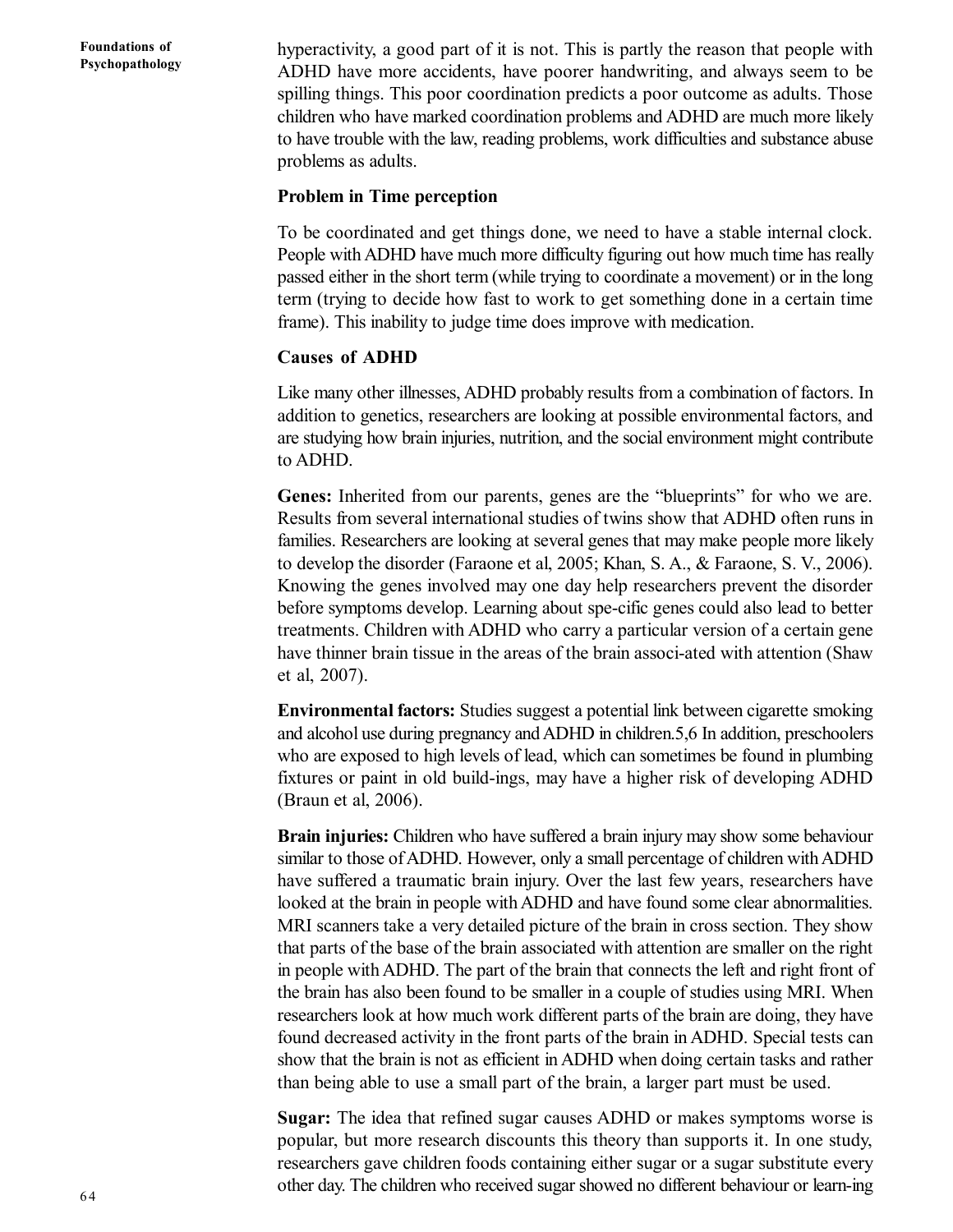hyperactivity, a good part of it is not. This is partly the reason that people with ADHD have more accidents, have poorer handwriting, and always seem to be spilling things. This poor coordination predicts a poor outcome as adults. Those children who have marked coordination problems and ADHD are much more likely to have trouble with the law, reading problems, work difficulties and substance abuse problems as adults.

**Problem in Time perception**

To be coordinated and get things done, we need to have a stable internal clock. People with ADHD have much more difficulty figuring out how much time has really passed either in the short term (while trying to coordinate a movement) or in the long term (trying to decide how fast to work to get something done in a certain time frame). This inability to judge time does improve with medication.

**Causes of ADHD**

Like many other illnesses, ADHD probably results from a combination of factors. In addition to genetics, researchers are looking at possible environmental factors, and are studying how brain injuries, nutrition, and the social environment might contribute to ADHD.

**Genes:** Inherited from our parents, genes are the "blueprints" for who we are. Results from several international studies of twins show that ADHD often runs in families. Researchers are looking at several genes that may make people more likely to develop the disorder (Faraone et al, 2005; Khan, S. A., & Faraone, S. V., 2006). Knowing the genes involved may one day help researchers prevent the disorder before symptoms develop. Learning about spe-cific genes could also lead to better treatments. Children with ADHD who carry a particular version of a certain gene have thinner brain tissue in the areas of the brain associ-ated with attention (Shaw et al, 2007).

**Environmental factors:** Studies suggest a potential link between cigarette smoking and alcohol use during pregnancy and ADHD in children.5,6 In addition, preschoolers who are exposed to high levels of lead, which can sometimes be found in plumbing fixtures or paint in old build-ings, may have a higher risk of developing ADHD (Braun et al, 2006).

**Brain injuries:** Children who have suffered a brain injury may show some behaviour similar to those of ADHD. However, only a small percentage of children with ADHD have suffered a traumatic brain injury. Over the last few years, researchers have looked at the brain in people with ADHD and have found some clear abnormalities. MRI scanners take a very detailed picture of the brain in cross section. They show that parts of the base of the brain associated with attention are smaller on the right in people with ADHD. The part of the brain that connects the left and right front of the brain has also been found to be smaller in a couple of studies using MRI. When researchers look at how much work different parts of the brain are doing, they have found decreased activity in the front parts of the brain in ADHD. Special tests can show that the brain is not as efficient in ADHD when doing certain tasks and rather than being able to use a small part of the brain, a larger part must be used.

**Sugar:** The idea that refined sugar causes ADHD or makes symptoms worse is popular, but more research discounts this theory than supports it. In one study, researchers gave children foods containing either sugar or a sugar substitute every other day. The children who received sugar showed no different behaviour or learn-ing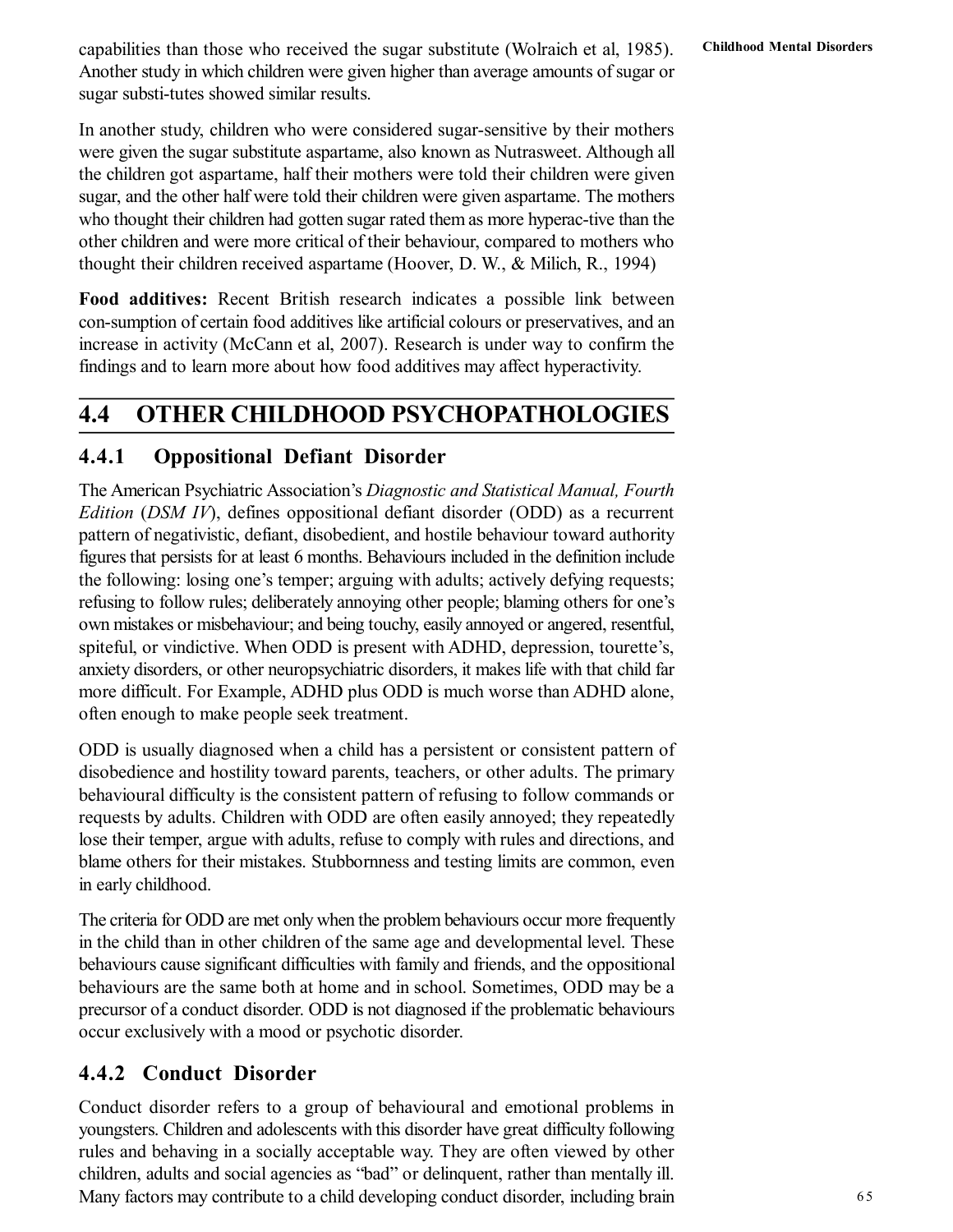capabilities than those who received the sugar substitute (Wolraich et al, 1985). Another study in which children were given higher than average amounts of sugar or sugar substi-tutes showed similar results.

In another study, children who were considered sugar-sensitive by their mothers were given the sugar substitute aspartame, also known as Nutrasweet. Although all the children got aspartame, half their mothers were told their children were given sugar, and the other half were told their children were given aspartame. The mothers who thought their children had gotten sugar rated them as more hyperac-tive than the other children and were more critical of their behaviour, compared to mothers who thought their children received aspartame (Hoover, D. W., & Milich, R., 1994)

**Food additives:** Recent British research indicates a possible link between con-sumption of certain food additives like artificial colours or preservatives, and an increase in activity (McCann et al, 2007). Research is under way to confirm the findings and to learn more about how food additives may affect hyperactivity.

## 4.4 OTHER CHILDHOOD PSYCHOPATHOLOGIES

### 4.4.1 Oppositional Defiant Disorder

The American Psychiatric Association's *Diagnostic and Statistical Manual, Fourth Edition* (*DSM IV*), defines oppositional defiant disorder (ODD) as a recurrent pattern of negativistic, defiant, disobedient, and hostile behaviour toward authority figures that persists for at least 6 months. Behaviours included in the definition include the following: losing one's temper; arguing with adults; actively defying requests; refusing to follow rules; deliberately annoying other people; blaming others for one's own mistakes or misbehaviour; and being touchy, easily annoyed or angered, resentful, spiteful, or vindictive. When ODD is present with ADHD, depression, tourette's, anxiety disorders, or other neuropsychiatric disorders, it makes life with that child far more difficult. For Example, ADHD plus ODD is much worse than ADHD alone, often enough to make people seek treatment.

ODD is usually diagnosed when a child has a persistent or consistent pattern of disobedience and hostility toward parents, teachers, or other adults. The primary behavioural difficulty is the consistent pattern of refusing to follow commands or requests by adults. Children with ODD are often easily annoyed; they repeatedly lose their temper, argue with adults, refuse to comply with rules and directions, and blame others for their mistakes. Stubbornness and testing limits are common, even in early childhood.

The criteria for ODD are met only when the problem behaviours occur more frequently in the child than in other children of the same age and developmental level. These behaviours cause significant difficulties with family and friends, and the oppositional behaviours are the same both at home and in school. Sometimes, ODD may be a precursor of a conduct disorder. ODD is not diagnosed if the problematic behaviours occur exclusively with a mood or psychotic disorder.

### 4.4.2 Conduct Disorder

Conduct disorder refers to a group of behavioural and emotional problems in youngsters. Children and adolescents with this disorder have great difficulty following rules and behaving in a socially acceptable way. They are often viewed by other children, adults and social agencies as "bad" or delinquent, rather than mentally ill. Many factors may contribute to a child developing conduct disorder, including brain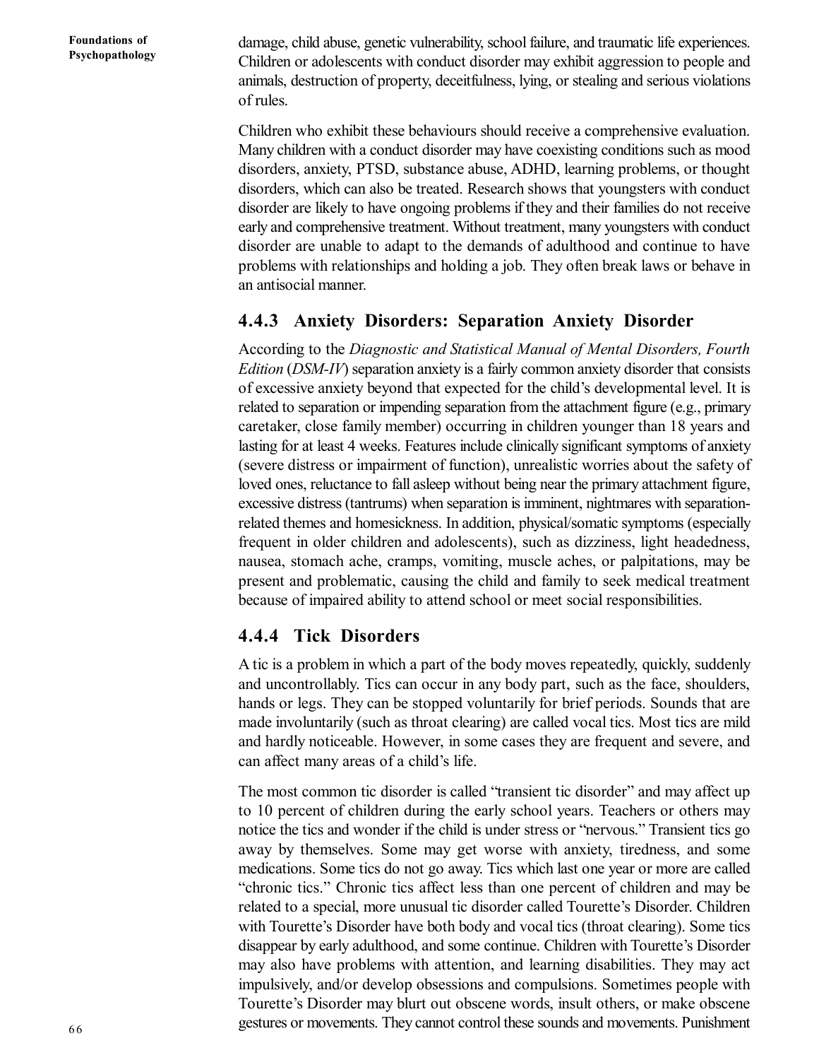damage, child abuse, genetic vulnerability, school failure, and traumatic life experiences. Children or adolescents with conduct disorder may exhibit aggression to people and animals, destruction of property, deceitfulness, lying, or stealing and serious violations of rules.

Children who exhibit these behaviours should receive a comprehensive evaluation. Many children with a conduct disorder may have coexisting conditions such as mood disorders, anxiety, PTSD, substance abuse, ADHD, learning problems, or thought disorders, which can also be treated. Research shows that youngsters with conduct disorder are likely to have ongoing problems if they and their families do not receive early and comprehensive treatment. Without treatment, many youngsters with conduct disorder are unable to adapt to the demands of adulthood and continue to have problems with relationships and holding a job. They often break laws or behave in an antisocial manner.

### 4.4.3 Anxiety Disorders: Separation Anxiety Disorder

According to the *Diagnostic and Statistical Manual of Mental Disorders, Fourth Edition* (*DSM-IV*) separation anxiety is a fairly common anxiety disorder that consists of excessive anxiety beyond that expected for the child's developmental level. It is related to separation or impending separation from the attachment figure (e.g., primary caretaker, close family member) occurring in children younger than 18 years and lasting for at least 4 weeks. Features include clinically significant symptoms of anxiety (severe distress or impairment of function), unrealistic worries about the safety of loved ones, reluctance to fall asleep without being near the primary attachment figure, excessive distress (tantrums) when separation is imminent, nightmares with separation-related themes and homesickness. In addition, physical/somatic symptoms (especially frequent in older children and adolescents), such as dizziness, light headedness, nausea, stomach ache, cramps, vomiting, muscle aches, or palpitations, may be present and problematic, causing the child and family to seek medical treatment because of impaired ability to attend school or meet social responsibilities.

### 4.4.4 Tick Disorders

A tic is a problem in which a part of the body moves repeatedly, quickly, suddenly and uncontrollably. Tics can occur in any body part, such as the face, shoulders, hands or legs. They can be stopped voluntarily for brief periods. Sounds that are made involuntarily (such as throat clearing) are called vocal tics. Most tics are mild and hardly noticeable. However, in some cases they are frequent and severe, and can affect many areas of a child's life.

The most common tic disorder is called "transient tic disorder" and may affect up to 10 percent of children during the early school years. Teachers or others may notice the tics and wonder if the child is under stress or "nervous." Transient tics go away by themselves. Some may get worse with anxiety, tiredness, and some medications. Some tics do not go away. Tics which last one year or more are called "chronic tics." Chronic tics affect less than one percent of children and may be related to a special, more unusual tic disorder called Tourette's Disorder. Children with Tourette's Disorder have both body and vocal tics (throat clearing). Some tics disappear by early adulthood, and some continue. Children with Tourette's Disorder may also have problems with attention, and learning disabilities. They may act impulsively, and/or develop obsessions and compulsions. Sometimes people with Tourette's Disorder may blurt out obscene words, insult others, or make obscene gestures or movements. They cannot control these sounds and movements. Punishment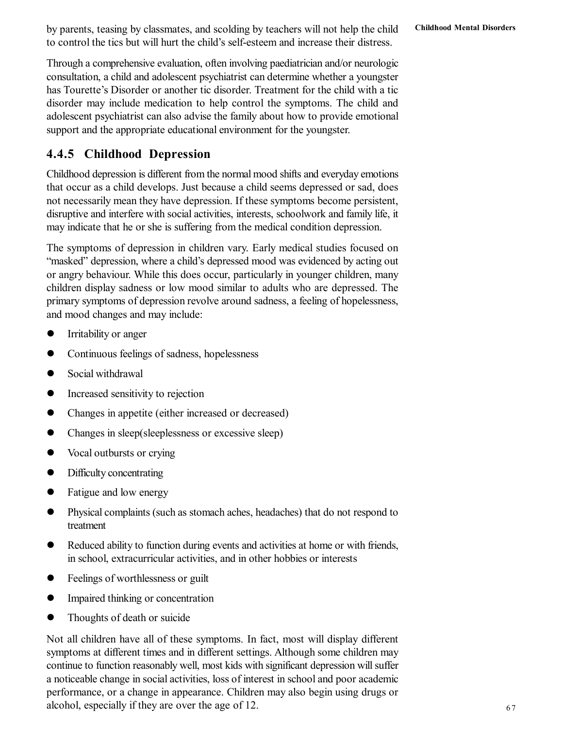by parents, teasing by classmates, and scolding by teachers will not help the child to control the tics but will hurt the child's self-esteem and increase their distress.

Through a comprehensive evaluation, often involving paediatrician and/or neurologic consultation, a child and adolescent psychiatrist can determine whether a youngster has Tourette's Disorder or another tic disorder. Treatment for the child with a tic disorder may include medication to help control the symptoms. The child and adolescent psychiatrist can also advise the family about how to provide emotional support and the appropriate educational environment for the youngster.

### 4.4.5 Childhood Depression

Childhood depression is different from the normal mood shifts and everyday emotions that occur as a child develops. Just because a child seems depressed or sad, does not necessarily mean they have depression. If these symptoms become persistent, disruptive and interfere with social activities, interests, schoolwork and family life, it may indicate that he or she is suffering from the medical condition depression.

The symptoms of depression in children vary. Early medical studies focused on "masked" depression, where a child's depressed mood was evidenced by acting out or angry behaviour. While this does occur, particularly in younger children, many children display sadness or low mood similar to adults who are depressed. The primary symptoms of depression revolve around sadness, a feeling of hopelessness, and mood changes and may include:

- Irritability or anger
- Continuous feelings of sadness, hopelessness
- Social withdrawal
- Increased sensitivity to rejection
- Changes in appetite (either increased or decreased)
- Changes in sleep(sleeplessness or excessive sleep)
- Vocal outbursts or crying
- Difficulty concentrating
- Fatigue and low energy
- Physical complaints (such as stomach aches, headaches) that do not respond to treatment
- Reduced ability to function during events and activities at home or with friends, in school, extracurricular activities, and in other hobbies or interests
- Feelings of worthlessness or guilt
- Impaired thinking or concentration
- Thoughts of death or suicide

Not all children have all of these symptoms. In fact, most will display different symptoms at different times and in different settings. Although some children may continue to function reasonably well, most kids with significant depression will suffer a noticeable change in social activities, loss of interest in school and poor academic performance, or a change in appearance. Children may also begin using drugs or alcohol, especially if they are over the age of 12.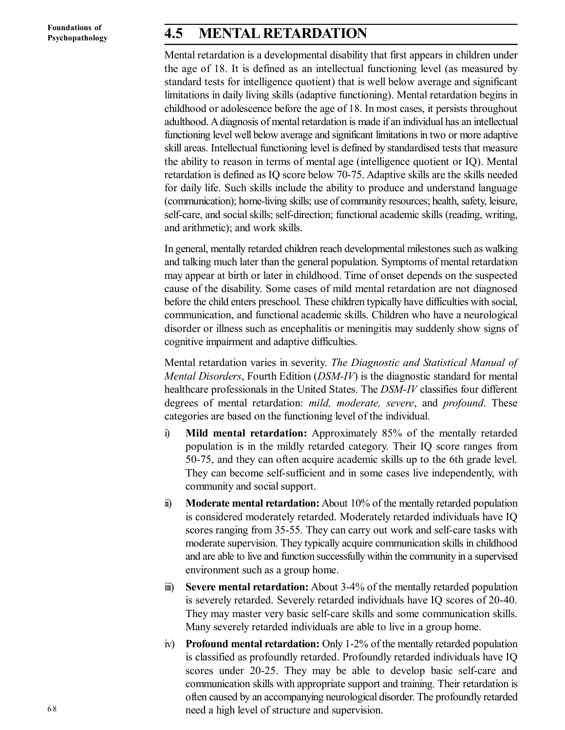## 4.5 MENTAL RETARDATION

Mental retardation is a developmental disability that first appears in children under the age of 18. It is defined as an intellectual functioning level (as measured by standard tests for intelligence quotient) that is well below average and significant limitations in daily living skills (adaptive functioning). Mental retardation begins in childhood or adolescence before the age of 18. In most cases, it persists throughout adulthood. A diagnosis of mental retardation is made if an individual has an intellectual functioning level well below average and significant limitations in two or more adaptive skill areas. Intellectual functioning level is defined by standardised tests that measure the ability to reason in terms of mental age (intelligence quotient or IQ). Mental retardation is defined as IQ score below 70-75. Adaptive skills are the skills needed for daily life. Such skills include the ability to produce and understand language (communication); home-living skills; use of community resources; health, safety, leisure, self-care, and social skills; self-direction; functional academic skills (reading, writing, and arithmetic); and work skills.

In general, mentally retarded children reach developmental milestones such as walking and talking much later than the general population. Symptoms of mental retardation may appear at birth or later in childhood. Time of onset depends on the suspected cause of the disability. Some cases of mild mental retardation are not diagnosed before the child enters preschool. These children typically have difficulties with social, communication, and functional academic skills. Children who have a neurological disorder or illness such as encephalitis or meningitis may suddenly show signs of cognitive impairment and adaptive difficulties.

Mental retardation varies in severity. *The Diagnostic and Statistical Manual of Mental Disorders*, Fourth Edition (*DSM-IV*) is the diagnostic standard for mental healthcare professionals in the United States. The *DSM-IV* classifies four different degrees of mental retardation: *mild, moderate, severe*, and *profound*. These categories are based on the functioning level of the individual.

i) **Mild mental retardation:** Approximately 85% of the mentally retarded population is in the mildly retarded category. Their IQ score ranges from 50-75, and they can often acquire academic skills up to the 6th grade level. They can become self-sufficient and in some cases live independently, with community and social support.

ii) **Moderate mental retardation:** About 10% of the mentally retarded population is considered moderately retarded. Moderately retarded individuals have IQ scores ranging from 35-55. They can carry out work and self-care tasks with moderate supervision. They typically acquire communication skills in childhood and are able to live and function successfully within the community in a supervised environment such as a group home.

iii) **Severe mental retardation:** About 3-4% of the mentally retarded population is severely retarded. Severely retarded individuals have IQ scores of 20-40. They may master very basic self-care skills and some communication skills. Many severely retarded individuals are able to live in a group home.

iv) **Profound mental retardation:** Only 1-2% of the mentally retarded population is classified as profoundly retarded. Profoundly retarded individuals have IQ scores under 20-25. They may be able to develop basic self-care and communication skills with appropriate support and training. Their retardation is often caused by an accompanying neurological disorder. The profoundly retarded need a high level of structure and supervision.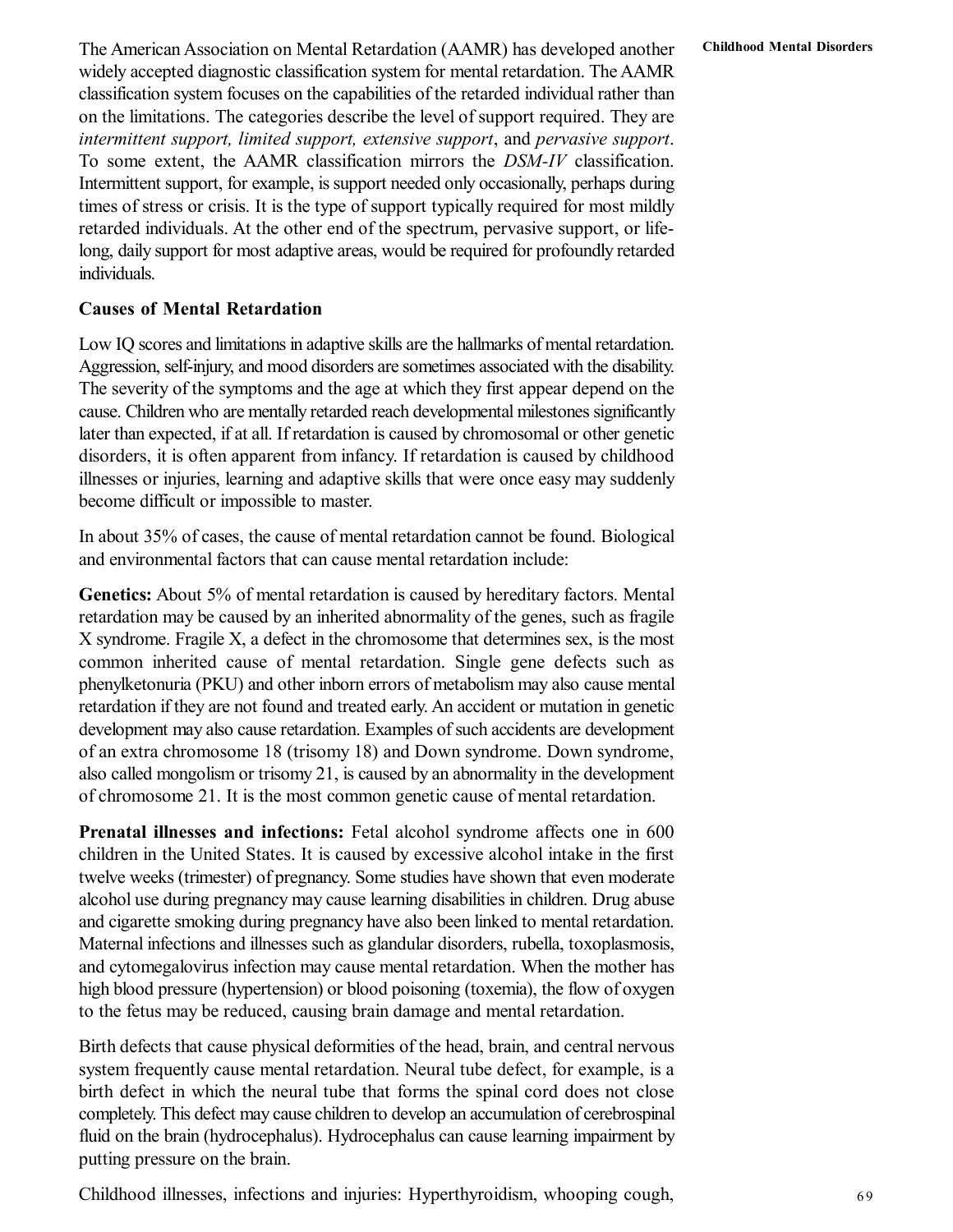The American Association on Mental Retardation (AAMR) has developed another widely accepted diagnostic classification system for mental retardation. The AAMR classification system focuses on the capabilities of the retarded individual rather than on the limitations. The categories describe the level of support required. They are *intermittent support, limited support, extensive support*, and *pervasive support*. To some extent, the AAMR classification mirrors the *DSM-IV* classification. Intermittent support, for example, is support needed only occasionally, perhaps during times of stress or crisis. It is the type of support typically required for most mildly retarded individuals. At the other end of the spectrum, pervasive support, or life-long, daily support for most adaptive areas, would be required for profoundly retarded individuals.

### Causes of Mental Retardation

Low IQ scores and limitations in adaptive skills are the hallmarks of mental retardation. Aggression, self-injury, and mood disorders are sometimes associated with the disability. The severity of the symptoms and the age at which they first appear depend on the cause. Children who are mentally retarded reach developmental milestones significantly later than expected, if at all. If retardation is caused by chromosomal or other genetic disorders, it is often apparent from infancy. If retardation is caused by childhood illnesses or injuries, learning and adaptive skills that were once easy may suddenly become difficult or impossible to master.

In about 35% of cases, the cause of mental retardation cannot be found. Biological and environmental factors that can cause mental retardation include:

**Genetics:** About 5% of mental retardation is caused by hereditary factors. Mental retardation may be caused by an inherited abnormality of the genes, such as fragile X syndrome. Fragile X, a defect in the chromosome that determines sex, is the most common inherited cause of mental retardation. Single gene defects such as phenylketonuria (PKU) and other inborn errors of metabolism may also cause mental retardation if they are not found and treated early. An accident or mutation in genetic development may also cause retardation. Examples of such accidents are development of an extra chromosome 18 (trisomy 18) and Down syndrome. Down syndrome, also called mongolism or trisomy 21, is caused by an abnormality in the development of chromosome 21. It is the most common genetic cause of mental retardation.

**Prenatal illnesses and infections:** Fetal alcohol syndrome affects one in 600 children in the United States. It is caused by excessive alcohol intake in the first twelve weeks (trimester) of pregnancy. Some studies have shown that even moderate alcohol use during pregnancy may cause learning disabilities in children. Drug abuse and cigarette smoking during pregnancy have also been linked to mental retardation. Maternal infections and illnesses such as glandular disorders, rubella, toxoplasmosis, and cytomegalovirus infection may cause mental retardation. When the mother has high blood pressure (hypertension) or blood poisoning (toxemia), the flow of oxygen to the fetus may be reduced, causing brain damage and mental retardation.

Birth defects that cause physical deformities of the head, brain, and central nervous system frequently cause mental retardation. Neural tube defect, for example, is a birth defect in which the neural tube that forms the spinal cord does not close completely. This defect may cause children to develop an accumulation of cerebrospinal fluid on the brain (hydrocephalus). Hydrocephalus can cause learning impairment by putting pressure on the brain.

Childhood illnesses, infections and injuries: Hyperthyroidism, whooping cough,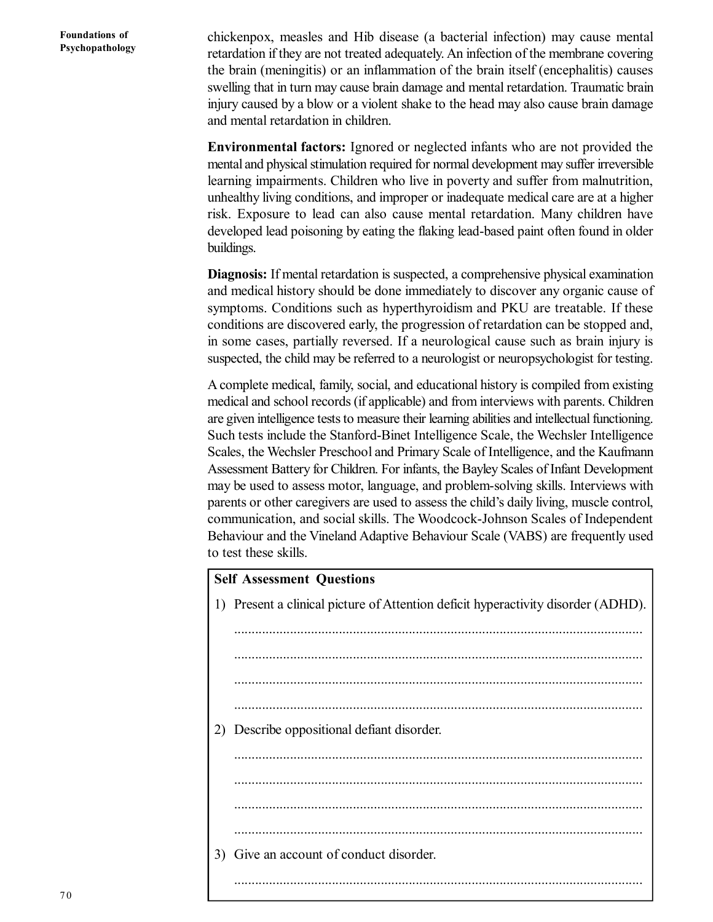chickenpox, measles and Hib disease (a bacterial infection) may cause mental retardation if they are not treated adequately. An infection of the membrane covering the brain (meningitis) or an inflammation of the brain itself (encephalitis) causes swelling that in turn may cause brain damage and mental retardation. Traumatic brain injury caused by a blow or a violent shake to the head may also cause brain damage and mental retardation in children.

**Environmental factors:** Ignored or neglected infants who are not provided the mental and physical stimulation required for normal development may suffer irreversible learning impairments. Children who live in poverty and suffer from malnutrition, unhealthy living conditions, and improper or inadequate medical care are at a higher risk. Exposure to lead can also cause mental retardation. Many children have developed lead poisoning by eating the flaking lead-based paint often found in older buildings.

**Diagnosis:** If mental retardation is suspected, a comprehensive physical examination and medical history should be done immediately to discover any organic cause of symptoms. Conditions such as hyperthyroidism and PKU are treatable. If these conditions are discovered early, the progression of retardation can be stopped and, in some cases, partially reversed. If a neurological cause such as brain injury is suspected, the child may be referred to a neurologist or neuropsychologist for testing.

A complete medical, family, social, and educational history is compiled from existing medical and school records (if applicable) and from interviews with parents. Children are given intelligence tests to measure their learning abilities and intellectual functioning. Such tests include the Stanford-Binet Intelligence Scale, the Wechsler Intelligence Scales, the Wechsler Preschool and Primary Scale of Intelligence, and the Kaufmann Assessment Battery for Children. For infants, the Bayley Scales of Infant Development may be used to assess motor, language, and problem-solving skills. Interviews with parents or other caregivers are used to assess the child's daily living, muscle control, communication, and social skills. The Woodcock-Johnson Scales of Independent Behaviour and the Vineland Adaptive Behaviour Scale (VABS) are frequently used to test these skills.

**Self Assessment Questions**

1) Present a clinical picture of Attention deficit hyperactivity disorder (ADHD).

.....................................................................................................................

.....................................................................................................................

.....................................................................................................................

.....................................................................................................................

2) Describe oppositional defiant disorder.

.....................................................................................................................

.....................................................................................................................

.....................................................................................................................

.....................................................................................................................

3) Give an account of conduct disorder.

.....................................................................................................................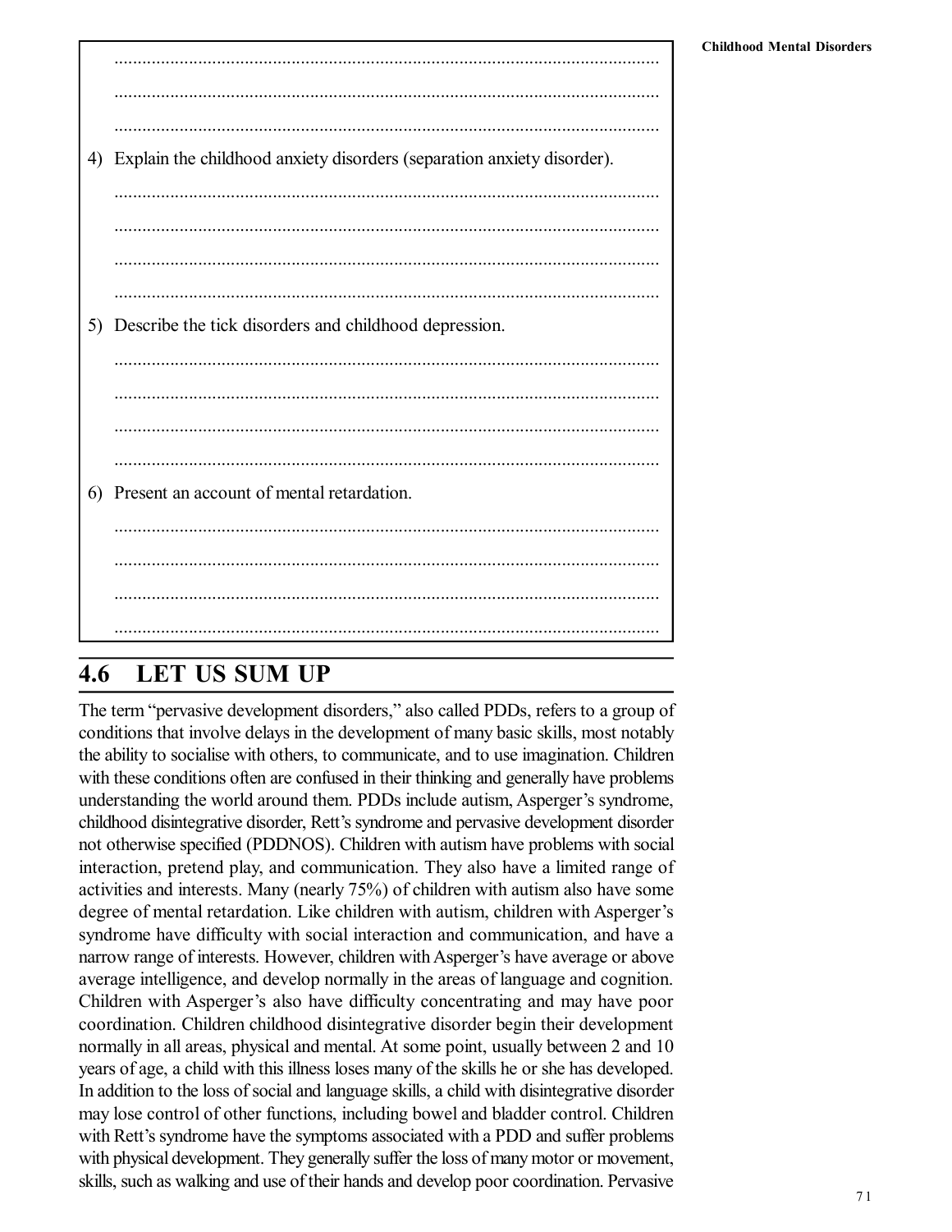.......................................................................................................................

.......................................................................................................................

.......................................................................................................................

4) Explain the childhood anxiety disorders (separation anxiety disorder).

.......................................................................................................................

.......................................................................................................................

.......................................................................................................................

.......................................................................................................................

5) Describe the tick disorders and childhood depression.

.......................................................................................................................

.......................................................................................................................

.......................................................................................................................

.......................................................................................................................

6) Present an account of mental retardation.

.......................................................................................................................

.......................................................................................................................

.......................................................................................................................

.......................................................................................................................

## 4.6 LET US SUM UP

The term "pervasive development disorders," also called PDDs, refers to a group of conditions that involve delays in the development of many basic skills, most notably the ability to socialise with others, to communicate, and to use imagination. Children with these conditions often are confused in their thinking and generally have problems understanding the world around them. PDDs include autism, Asperger's syndrome, childhood disintegrative disorder, Rett's syndrome and pervasive development disorder not otherwise specified (PDDNOS). Children with autism have problems with social interaction, pretend play, and communication. They also have a limited range of activities and interests. Many (nearly 75%) of children with autism also have some degree of mental retardation. Like children with autism, children with Asperger's syndrome have difficulty with social interaction and communication, and have a narrow range of interests. However, children with Asperger's have average or above average intelligence, and develop normally in the areas of language and cognition. Children with Asperger's also have difficulty concentrating and may have poor coordination. Children childhood disintegrative disorder begin their development normally in all areas, physical and mental. At some point, usually between 2 and 10 years of age, a child with this illness loses many of the skills he or she has developed. In addition to the loss of social and language skills, a child with disintegrative disorder may lose control of other functions, including bowel and bladder control. Children with Rett's syndrome have the symptoms associated with a PDD and suffer problems with physical development. They generally suffer the loss of many motor or movement, skills, such as walking and use of their hands and develop poor coordination. Pervasive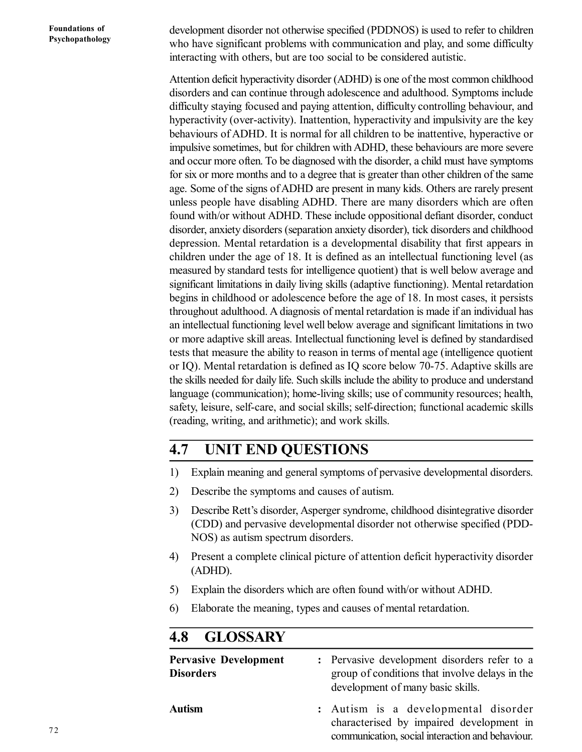development disorder not otherwise specified (PDDNOS) is used to refer to children who have significant problems with communication and play, and some difficulty interacting with others, but are too social to be considered autistic.

Attention deficit hyperactivity disorder (ADHD) is one of the most common childhood disorders and can continue through adolescence and adulthood. Symptoms include difficulty staying focused and paying attention, difficulty controlling behaviour, and hyperactivity (over-activity). Inattention, hyperactivity and impulsivity are the key behaviours of ADHD. It is normal for all children to be inattentive, hyperactive or impulsive sometimes, but for children with ADHD, these behaviours are more severe and occur more often. To be diagnosed with the disorder, a child must have symptoms for six or more months and to a degree that is greater than other children of the same age. Some of the signs of ADHD are present in many kids. Others are rarely present unless people have disabling ADHD. There are many disorders which are often found with/or without ADHD. These include oppositional defiant disorder, conduct disorder, anxiety disorders (separation anxiety disorder), tick disorders and childhood depression. Mental retardation is a developmental disability that first appears in children under the age of 18. It is defined as an intellectual functioning level (as measured by standard tests for intelligence quotient) that is well below average and significant limitations in daily living skills (adaptive functioning). Mental retardation begins in childhood or adolescence before the age of 18. In most cases, it persists throughout adulthood. A diagnosis of mental retardation is made if an individual has an intellectual functioning level well below average and significant limitations in two or more adaptive skill areas. Intellectual functioning level is defined by standardised tests that measure the ability to reason in terms of mental age (intelligence quotient or IQ). Mental retardation is defined as IQ score below 70-75. Adaptive skills are the skills needed for daily life. Such skills include the ability to produce and understand language (communication); home-living skills; use of community resources; health, safety, leisure, self-care, and social skills; self-direction; functional academic skills (reading, writing, and arithmetic); and work skills.

## 4.7 UNIT END QUESTIONS

1) Explain meaning and general symptoms of pervasive developmental disorders.
2) Describe the symptoms and causes of autism.
3) Describe Rett's disorder, Asperger syndrome, childhood disintegrative disorder (CDD) and pervasive developmental disorder not otherwise specified (PDD-NOS) as autism spectrum disorders.
4) Present a complete clinical picture of attention deficit hyperactivity disorder (ADHD).
5) Explain the disorders which are often found with/or without ADHD.
6) Elaborate the meaning, types and causes of mental retardation.

## 4.8 GLOSSARY

**Pervasive Development Disorders** : Pervasive development disorders refer to a group of conditions that involve delays in the development of many basic skills.

**Autism** : Autism is a developmental disorder characterised by impaired development in communication, social interaction and behaviour.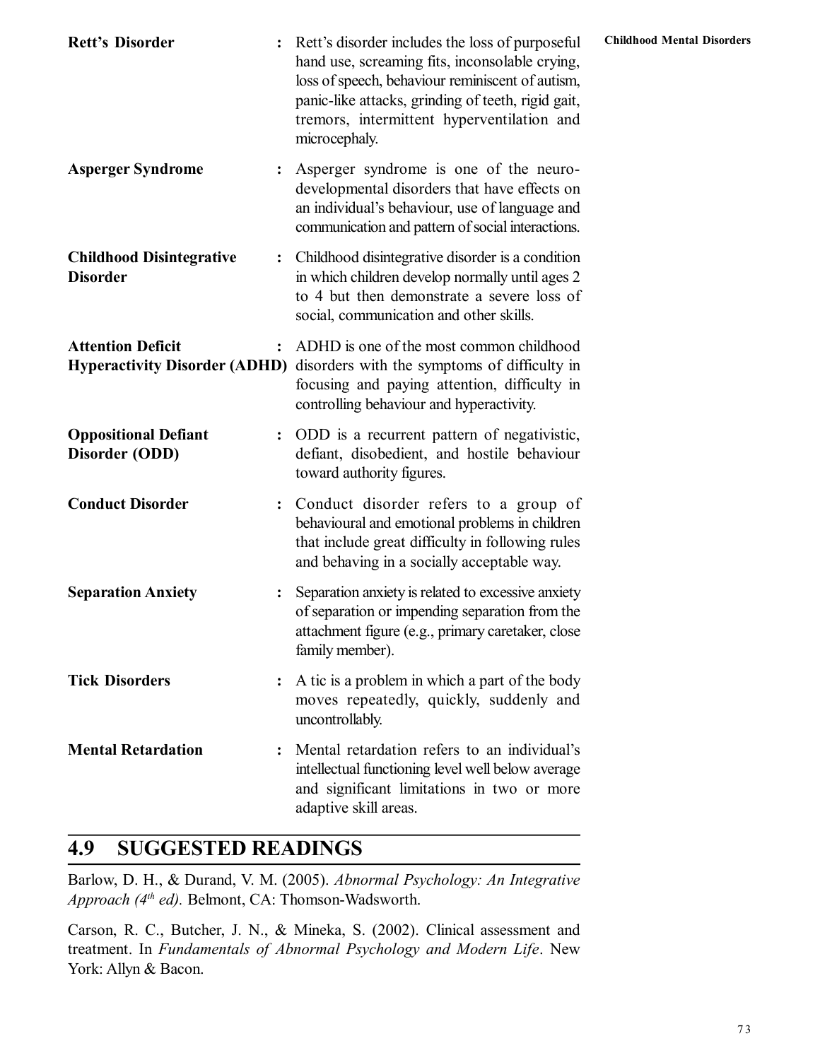**Rett's Disorder** : Rett's disorder includes the loss of purposeful hand use, screaming fits, inconsolable crying, loss of speech, behaviour reminiscent of autism, panic-like attacks, grinding of teeth, rigid gait, tremors, intermittent hyperventilation and microcephaly.

**Asperger Syndrome** : Asperger syndrome is one of the neuro-developmental disorders that have effects on an individual's behaviour, use of language and communication and pattern of social interactions.

**Childhood Disintegrative Disorder** : Childhood disintegrative disorder is a condition in which children develop normally until ages 2 to 4 but then demonstrate a severe loss of social, communication and other skills.

**Attention Deficit Hyperactivity Disorder (ADHD)** : ADHD is one of the most common childhood disorders with the symptoms of difficulty in focusing and paying attention, difficulty in controlling behaviour and hyperactivity.

**Oppositional Defiant Disorder (ODD)** : ODD is a recurrent pattern of negativistic, defiant, disobedient, and hostile behaviour toward authority figures.

**Conduct Disorder** : Conduct disorder refers to a group of behavioural and emotional problems in children that include great difficulty in following rules and behaving in a socially acceptable way.

**Separation Anxiety** : Separation anxiety is related to excessive anxiety of separation or impending separation from the attachment figure (e.g., primary caretaker, close family member).

**Tick Disorders** : A tic is a problem in which a part of the body moves repeatedly, quickly, suddenly and uncontrollably.

**Mental Retardation** : Mental retardation refers to an individual's intellectual functioning level well below average and significant limitations in two or more adaptive skill areas.

## 4.9 SUGGESTED READINGS

Barlow, D. H., & Durand, V. M. (2005). *Abnormal Psychology: An Integrative Approach (4th ed).* Belmont, CA: Thomson-Wadsworth.

Carson, R. C., Butcher, J. N., & Mineka, S. (2002). Clinical assessment and treatment. In *Fundamentals of Abnormal Psychology and Modern Life*. New York: Allyn & Bacon.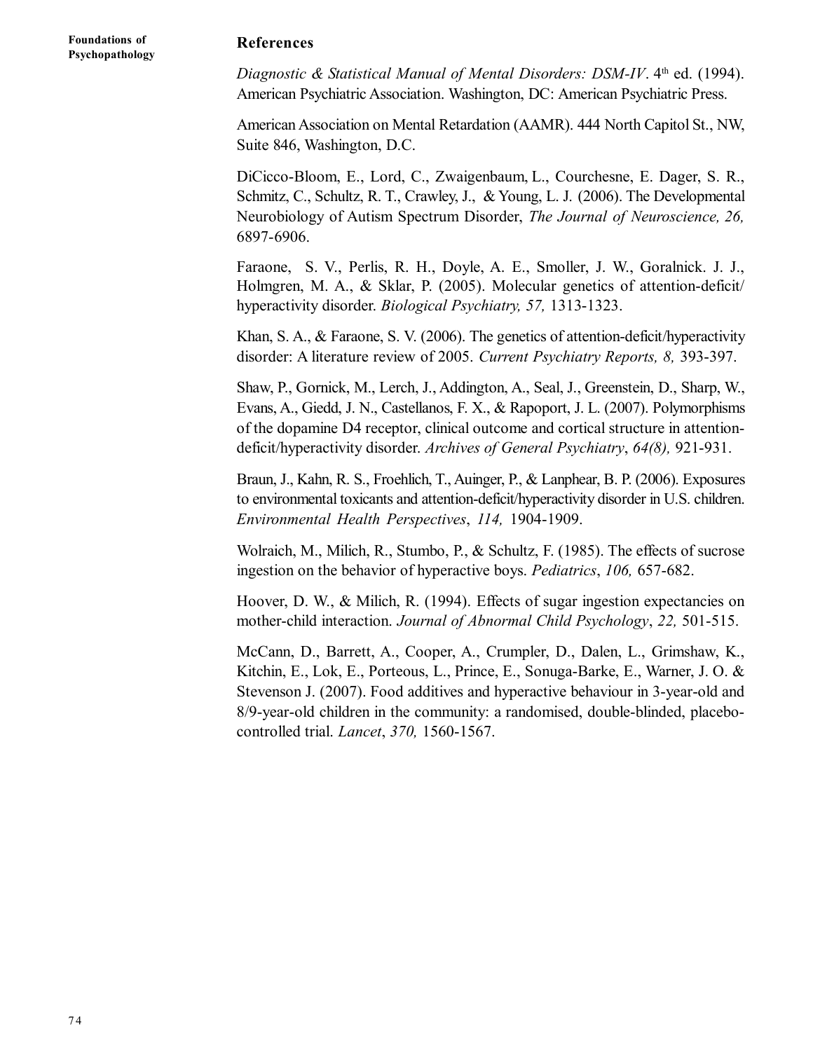## References

*Diagnostic & Statistical Manual of Mental Disorders: DSM-IV*. 4th ed. (1994). American Psychiatric Association. Washington, DC: American Psychiatric Press.

American Association on Mental Retardation (AAMR). 444 North Capitol St., NW, Suite 846, Washington, D.C.

DiCicco-Bloom, E., Lord, C., Zwaigenbaum, L., Courchesne, E. Dager, S. R., Schmitz, C., Schultz, R. T., Crawley, J., & Young, L. J. (2006). The Developmental Neurobiology of Autism Spectrum Disorder, *The Journal of Neuroscience, 26,* 6897-6906.

Faraone, S. V., Perlis, R. H., Doyle, A. E., Smoller, J. W., Goralnick. J. J., Holmgren, M. A., & Sklar, P. (2005). Molecular genetics of attention-deficit/ hyperactivity disorder. *Biological Psychiatry, 57,* 1313-1323.

Khan, S. A., & Faraone, S. V. (2006). The genetics of attention-deficit/hyperactivity disorder: A literature review of 2005. *Current Psychiatry Reports, 8,* 393-397.

Shaw, P., Gornick, M., Lerch, J., Addington, A., Seal, J., Greenstein, D., Sharp, W., Evans, A., Giedd, J. N., Castellanos, F. X., & Rapoport, J. L. (2007). Polymorphisms of the dopamine D4 receptor, clinical outcome and cortical structure in attention-deficit/hyperactivity disorder. *Archives of General Psychiatry*, *64(8),* 921-931.

Braun, J., Kahn, R. S., Froehlich, T., Auinger, P., & Lanphear, B. P. (2006). Exposures to environmental toxicants and attention-deficit/hyperactivity disorder in U.S. children. *Environmental Health Perspectives*, *114,* 1904-1909.

Wolraich, M., Milich, R., Stumbo, P., & Schultz, F. (1985). The effects of sucrose ingestion on the behavior of hyperactive boys. *Pediatrics*, *106,* 657-682.

Hoover, D. W., & Milich, R. (1994). Effects of sugar ingestion expectancies on mother-child interaction. *Journal of Abnormal Child Psychology*, *22,* 501-515.

McCann, D., Barrett, A., Cooper, A., Crumpler, D., Dalen, L., Grimshaw, K., Kitchin, E., Lok, E., Porteous, L., Prince, E., Sonuga-Barke, E., Warner, J. O. & Stevenson J. (2007). Food additives and hyperactive behaviour in 3-year-old and 8/9-year-old children in the community: a randomised, double-blinded, placebo-controlled trial. *Lancet*, *370,* 1560-1567.